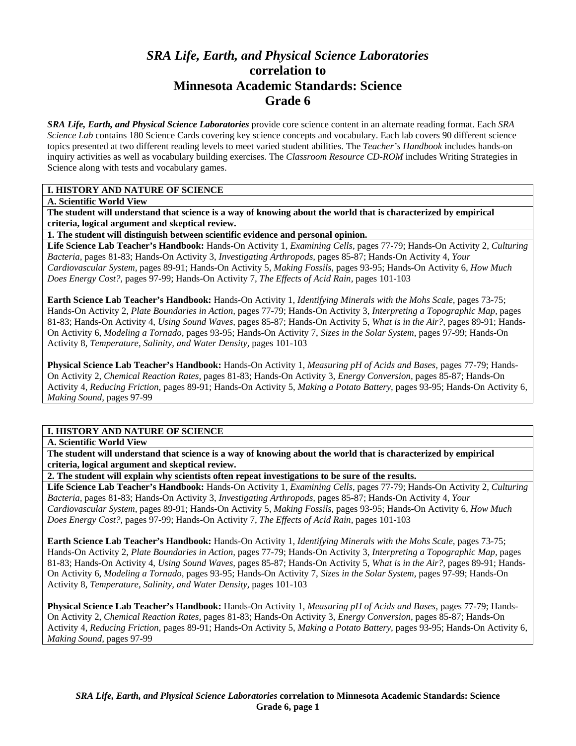# *SRA Life, Earth, and Physical Science Laboratories* correlation to Minnesota Academic Standards: Science Grade 6

***SRA Life, Earth, and Physical Science Laboratories*** provide core science content in an alternate reading format. Each *SRA Science Lab* contains 180 Science Cards covering key science concepts and vocabulary. Each lab covers 90 different science topics presented at two different reading levels to meet varied student abilities. The *Teacher's Handbook* includes hands-on inquiry activities as well as vocabulary building exercises. The *Classroom Resource CD-ROM* includes Writing Strategies in Science along with tests and vocabulary games.

**I. HISTORY AND NATURE OF SCIENCE**

**A. Scientific World View**

**The student will understand that science is a way of knowing about the world that is characterized by empirical criteria, logical argument and skeptical review.**

**1. The student will distinguish between scientific evidence and personal opinion.**

**Life Science Lab Teacher's Handbook:** Hands-On Activity 1, *Examining Cells,* pages 77-79; Hands-On Activity 2, *Culturing Bacteria,* pages 81-83; Hands-On Activity 3, *Investigating Arthropods,* pages 85-87; Hands-On Activity 4, *Your Cardiovascular System,* pages 89-91; Hands-On Activity 5, *Making Fossils,* pages 93-95; Hands-On Activity 6, *How Much Does Energy Cost?,* pages 97-99; Hands-On Activity 7, *The Effects of Acid Rain,* pages 101-103

**Earth Science Lab Teacher's Handbook:** Hands-On Activity 1, *Identifying Minerals with the Mohs Scale,* pages 73-75; Hands-On Activity 2, *Plate Boundaries in Action,* pages 77-79; Hands-On Activity 3, *Interpreting a Topographic Map,* pages 81-83; Hands-On Activity 4, *Using Sound Waves,* pages 85-87; Hands-On Activity 5, *What is in the Air?,* pages 89-91; Hands-On Activity 6, *Modeling a Tornado,* pages 93-95; Hands-On Activity 7, *Sizes in the Solar System,* pages 97-99; Hands-On Activity 8, *Temperature, Salinity, and Water Density,* pages 101-103

**Physical Science Lab Teacher's Handbook:** Hands-On Activity 1, *Measuring pH of Acids and Bases,* pages 77-79; Hands-On Activity 2, *Chemical Reaction Rates,* pages 81-83; Hands-On Activity 3, *Energy Conversion,* pages 85-87; Hands-On Activity 4, *Reducing Friction,* pages 89-91; Hands-On Activity 5, *Making a Potato Battery,* pages 93-95; Hands-On Activity 6, *Making Sound,* pages 97-99

**I. HISTORY AND NATURE OF SCIENCE**

**A. Scientific World View**

**The student will understand that science is a way of knowing about the world that is characterized by empirical criteria, logical argument and skeptical review.**

**2. The student will explain why scientists often repeat investigations to be sure of the results.**

**Life Science Lab Teacher's Handbook:** Hands-On Activity 1, *Examining Cells,* pages 77-79; Hands-On Activity 2, *Culturing Bacteria,* pages 81-83; Hands-On Activity 3, *Investigating Arthropods,* pages 85-87; Hands-On Activity 4, *Your Cardiovascular System,* pages 89-91; Hands-On Activity 5, *Making Fossils,* pages 93-95; Hands-On Activity 6, *How Much Does Energy Cost?,* pages 97-99; Hands-On Activity 7, *The Effects of Acid Rain,* pages 101-103

**Earth Science Lab Teacher's Handbook:** Hands-On Activity 1, *Identifying Minerals with the Mohs Scale,* pages 73-75; Hands-On Activity 2, *Plate Boundaries in Action,* pages 77-79; Hands-On Activity 3, *Interpreting a Topographic Map,* pages 81-83; Hands-On Activity 4, *Using Sound Waves,* pages 85-87; Hands-On Activity 5, *What is in the Air?,* pages 89-91; Hands-On Activity 6, *Modeling a Tornado,* pages 93-95; Hands-On Activity 7, *Sizes in the Solar System,* pages 97-99; Hands-On Activity 8, *Temperature, Salinity, and Water Density,* pages 101-103

**Physical Science Lab Teacher's Handbook:** Hands-On Activity 1, *Measuring pH of Acids and Bases,* pages 77-79; Hands-On Activity 2, *Chemical Reaction Rates,* pages 81-83; Hands-On Activity 3, *Energy Conversion,* pages 85-87; Hands-On Activity 4, *Reducing Friction,* pages 89-91; Hands-On Activity 5, *Making a Potato Battery,* pages 93-95; Hands-On Activity 6, *Making Sound,* pages 97-99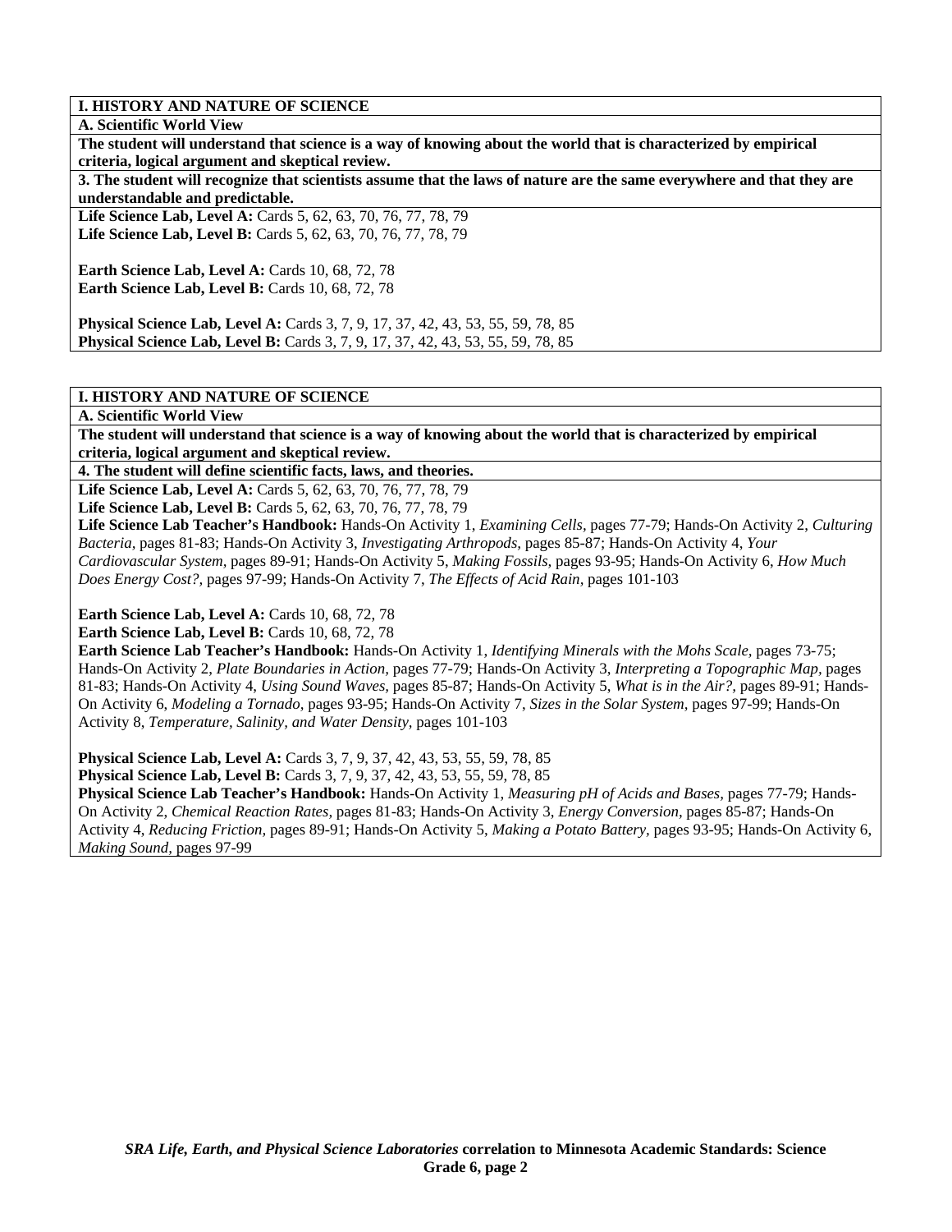**I. HISTORY AND NATURE OF SCIENCE**

**A. Scientific World View**

**The student will understand that science is a way of knowing about the world that is characterized by empirical criteria, logical argument and skeptical review.**

**3. The student will recognize that scientists assume that the laws of nature are the same everywhere and that they are understandable and predictable.**

**Life Science Lab, Level A:** Cards 5, 62, 63, 70, 76, 77, 78, 79
**Life Science Lab, Level B:** Cards 5, 62, 63, 70, 76, 77, 78, 79

**Earth Science Lab, Level A:** Cards 10, 68, 72, 78
**Earth Science Lab, Level B:** Cards 10, 68, 72, 78

**Physical Science Lab, Level A:** Cards 3, 7, 9, 17, 37, 42, 43, 53, 55, 59, 78, 85
**Physical Science Lab, Level B:** Cards 3, 7, 9, 17, 37, 42, 43, 53, 55, 59, 78, 85

**I. HISTORY AND NATURE OF SCIENCE**

**A. Scientific World View**

**The student will understand that science is a way of knowing about the world that is characterized by empirical criteria, logical argument and skeptical review.**

**4. The student will define scientific facts, laws, and theories.**

**Life Science Lab, Level A:** Cards 5, 62, 63, 70, 76, 77, 78, 79
**Life Science Lab, Level B:** Cards 5, 62, 63, 70, 76, 77, 78, 79
**Life Science Lab Teacher's Handbook:** Hands-On Activity 1, *Examining Cells,* pages 77-79; Hands-On Activity 2, *Culturing Bacteria,* pages 81-83; Hands-On Activity 3, *Investigating Arthropods,* pages 85-87; Hands-On Activity 4, *Your Cardiovascular System,* pages 89-91; Hands-On Activity 5, *Making Fossils,* pages 93-95; Hands-On Activity 6, *How Much Does Energy Cost?,* pages 97-99; Hands-On Activity 7, *The Effects of Acid Rain,* pages 101-103

**Earth Science Lab, Level A:** Cards 10, 68, 72, 78
**Earth Science Lab, Level B:** Cards 10, 68, 72, 78
**Earth Science Lab Teacher's Handbook:** Hands-On Activity 1, *Identifying Minerals with the Mohs Scale,* pages 73-75; Hands-On Activity 2, *Plate Boundaries in Action,* pages 77-79; Hands-On Activity 3, *Interpreting a Topographic Map,* pages 81-83; Hands-On Activity 4, *Using Sound Waves,* pages 85-87; Hands-On Activity 5, *What is in the Air?,* pages 89-91; Hands-On Activity 6, *Modeling a Tornado,* pages 93-95; Hands-On Activity 7, *Sizes in the Solar System,* pages 97-99; Hands-On Activity 8, *Temperature, Salinity, and Water Density,* pages 101-103

**Physical Science Lab, Level A:** Cards 3, 7, 9, 37, 42, 43, 53, 55, 59, 78, 85
**Physical Science Lab, Level B:** Cards 3, 7, 9, 37, 42, 43, 53, 55, 59, 78, 85
**Physical Science Lab Teacher's Handbook:** Hands-On Activity 1, *Measuring pH of Acids and Bases,* pages 77-79; Hands-On Activity 2, *Chemical Reaction Rates,* pages 81-83; Hands-On Activity 3, *Energy Conversion,* pages 85-87; Hands-On Activity 4, *Reducing Friction,* pages 89-91; Hands-On Activity 5, *Making a Potato Battery,* pages 93-95; Hands-On Activity 6, *Making Sound,* pages 97-99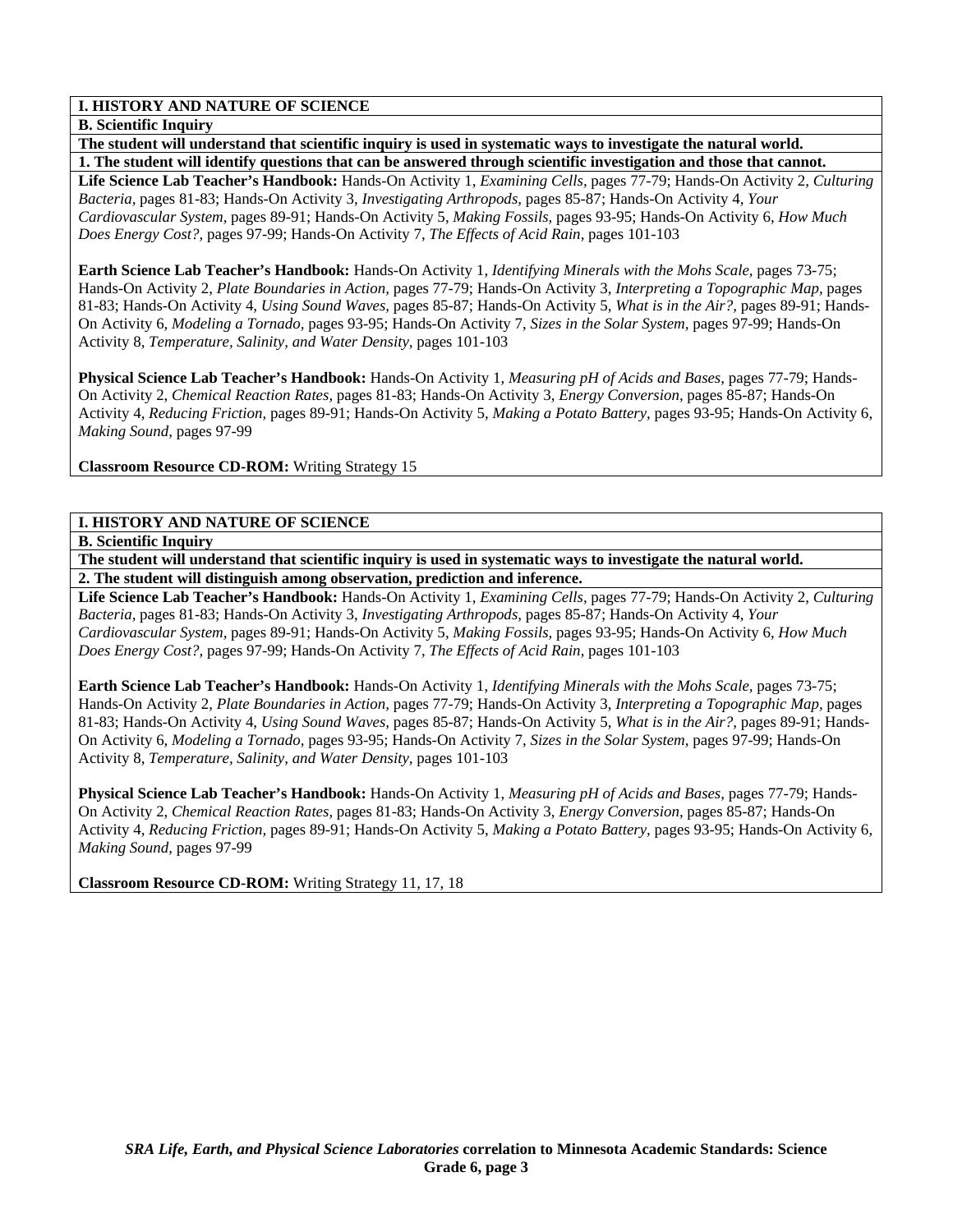**I. HISTORY AND NATURE OF SCIENCE**

**B. Scientific Inquiry**

**The student will understand that scientific inquiry is used in systematic ways to investigate the natural world.**

**1. The student will identify questions that can be answered through scientific investigation and those that cannot.**

**Life Science Lab Teacher's Handbook:** Hands-On Activity 1, *Examining Cells,* pages 77-79; Hands-On Activity 2, *Culturing Bacteria,* pages 81-83; Hands-On Activity 3, *Investigating Arthropods,* pages 85-87; Hands-On Activity 4, *Your Cardiovascular System,* pages 89-91; Hands-On Activity 5, *Making Fossils,* pages 93-95; Hands-On Activity 6, *How Much Does Energy Cost?,* pages 97-99; Hands-On Activity 7, *The Effects of Acid Rain,* pages 101-103

**Earth Science Lab Teacher's Handbook:** Hands-On Activity 1, *Identifying Minerals with the Mohs Scale,* pages 73-75; Hands-On Activity 2, *Plate Boundaries in Action,* pages 77-79; Hands-On Activity 3, *Interpreting a Topographic Map,* pages 81-83; Hands-On Activity 4, *Using Sound Waves,* pages 85-87; Hands-On Activity 5, *What is in the Air?,* pages 89-91; Hands-On Activity 6, *Modeling a Tornado,* pages 93-95; Hands-On Activity 7, *Sizes in the Solar System,* pages 97-99; Hands-On Activity 8, *Temperature, Salinity, and Water Density,* pages 101-103

**Physical Science Lab Teacher's Handbook:** Hands-On Activity 1, *Measuring pH of Acids and Bases,* pages 77-79; Hands-On Activity 2, *Chemical Reaction Rates,* pages 81-83; Hands-On Activity 3, *Energy Conversion,* pages 85-87; Hands-On Activity 4, *Reducing Friction,* pages 89-91; Hands-On Activity 5, *Making a Potato Battery,* pages 93-95; Hands-On Activity 6, *Making Sound,* pages 97-99

**Classroom Resource CD-ROM:** Writing Strategy 15

**I. HISTORY AND NATURE OF SCIENCE**

**B. Scientific Inquiry**

**The student will understand that scientific inquiry is used in systematic ways to investigate the natural world.**

**2. The student will distinguish among observation, prediction and inference.**

**Life Science Lab Teacher's Handbook:** Hands-On Activity 1, *Examining Cells,* pages 77-79; Hands-On Activity 2, *Culturing Bacteria,* pages 81-83; Hands-On Activity 3, *Investigating Arthropods,* pages 85-87; Hands-On Activity 4, *Your Cardiovascular System,* pages 89-91; Hands-On Activity 5, *Making Fossils,* pages 93-95; Hands-On Activity 6, *How Much Does Energy Cost?,* pages 97-99; Hands-On Activity 7, *The Effects of Acid Rain,* pages 101-103

**Earth Science Lab Teacher's Handbook:** Hands-On Activity 1, *Identifying Minerals with the Mohs Scale,* pages 73-75; Hands-On Activity 2, *Plate Boundaries in Action,* pages 77-79; Hands-On Activity 3, *Interpreting a Topographic Map,* pages 81-83; Hands-On Activity 4, *Using Sound Waves,* pages 85-87; Hands-On Activity 5, *What is in the Air?,* pages 89-91; Hands-On Activity 6, *Modeling a Tornado,* pages 93-95; Hands-On Activity 7, *Sizes in the Solar System,* pages 97-99; Hands-On Activity 8, *Temperature, Salinity, and Water Density,* pages 101-103

**Physical Science Lab Teacher's Handbook:** Hands-On Activity 1, *Measuring pH of Acids and Bases,* pages 77-79; Hands-On Activity 2, *Chemical Reaction Rates,* pages 81-83; Hands-On Activity 3, *Energy Conversion,* pages 85-87; Hands-On Activity 4, *Reducing Friction,* pages 89-91; Hands-On Activity 5, *Making a Potato Battery,* pages 93-95; Hands-On Activity 6, *Making Sound,* pages 97-99

**Classroom Resource CD-ROM:** Writing Strategy 11, 17, 18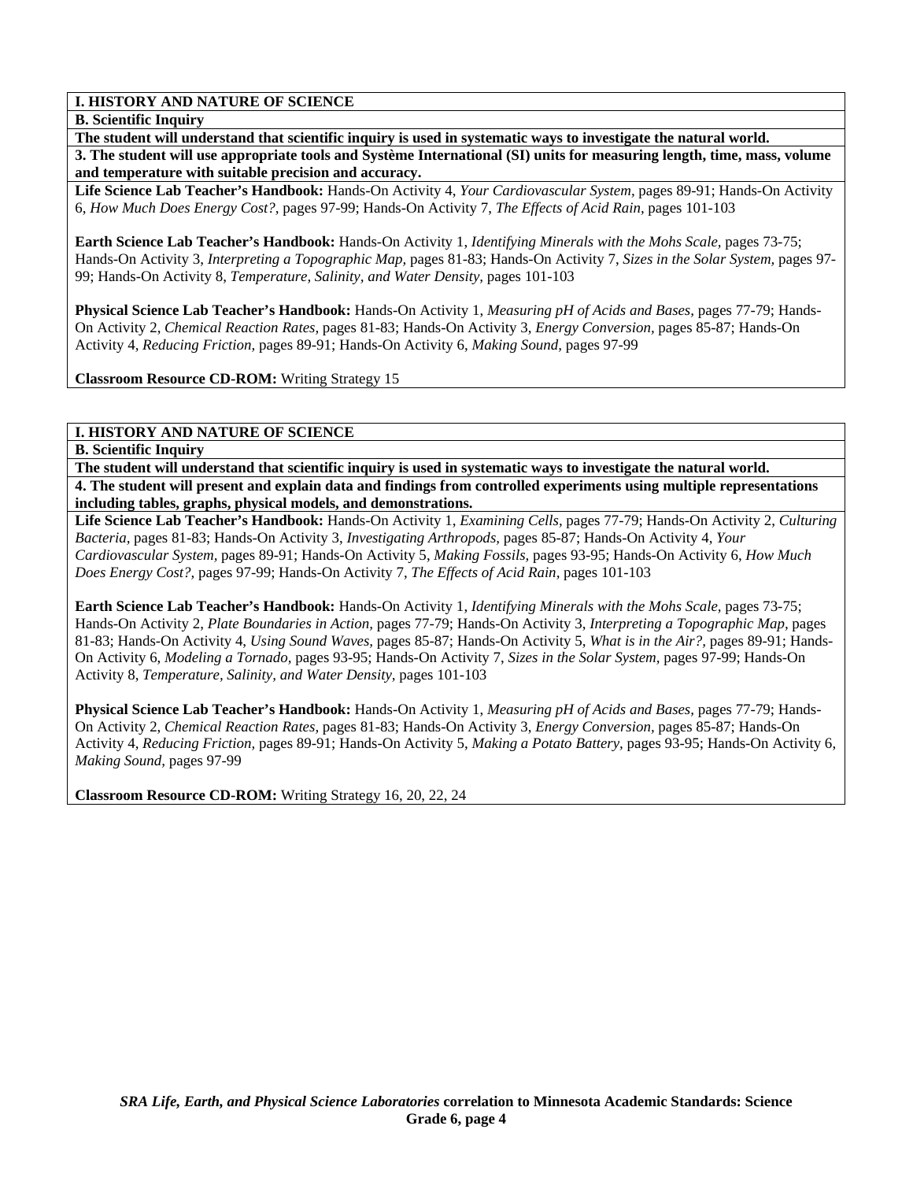**I. HISTORY AND NATURE OF SCIENCE**

**B. Scientific Inquiry**

**The student will understand that scientific inquiry is used in systematic ways to investigate the natural world.**

**3. The student will use appropriate tools and Système International (SI) units for measuring length, time, mass, volume and temperature with suitable precision and accuracy.**

**Life Science Lab Teacher's Handbook:** Hands-On Activity 4, *Your Cardiovascular System,* pages 89-91; Hands-On Activity 6, *How Much Does Energy Cost?,* pages 97-99; Hands-On Activity 7, *The Effects of Acid Rain,* pages 101-103

**Earth Science Lab Teacher's Handbook:** Hands-On Activity 1, *Identifying Minerals with the Mohs Scale,* pages 73-75; Hands-On Activity 3, *Interpreting a Topographic Map,* pages 81-83; Hands-On Activity 7, *Sizes in the Solar System,* pages 97-99; Hands-On Activity 8, *Temperature, Salinity, and Water Density,* pages 101-103

**Physical Science Lab Teacher's Handbook:** Hands-On Activity 1, *Measuring pH of Acids and Bases,* pages 77-79; Hands-On Activity 2, *Chemical Reaction Rates,* pages 81-83; Hands-On Activity 3, *Energy Conversion,* pages 85-87; Hands-On Activity 4, *Reducing Friction,* pages 89-91; Hands-On Activity 6, *Making Sound,* pages 97-99

**Classroom Resource CD-ROM:** Writing Strategy 15

**I. HISTORY AND NATURE OF SCIENCE**

**B. Scientific Inquiry**

**The student will understand that scientific inquiry is used in systematic ways to investigate the natural world.**

**4. The student will present and explain data and findings from controlled experiments using multiple representations including tables, graphs, physical models, and demonstrations.**

**Life Science Lab Teacher's Handbook:** Hands-On Activity 1, *Examining Cells,* pages 77-79; Hands-On Activity 2, *Culturing Bacteria,* pages 81-83; Hands-On Activity 3, *Investigating Arthropods,* pages 85-87; Hands-On Activity 4, *Your Cardiovascular System,* pages 89-91; Hands-On Activity 5, *Making Fossils,* pages 93-95; Hands-On Activity 6, *How Much Does Energy Cost?,* pages 97-99; Hands-On Activity 7, *The Effects of Acid Rain,* pages 101-103

**Earth Science Lab Teacher's Handbook:** Hands-On Activity 1, *Identifying Minerals with the Mohs Scale,* pages 73-75; Hands-On Activity 2, *Plate Boundaries in Action,* pages 77-79; Hands-On Activity 3, *Interpreting a Topographic Map,* pages 81-83; Hands-On Activity 4, *Using Sound Waves,* pages 85-87; Hands-On Activity 5, *What is in the Air?,* pages 89-91; Hands-On Activity 6, *Modeling a Tornado,* pages 93-95; Hands-On Activity 7, *Sizes in the Solar System,* pages 97-99; Hands-On Activity 8, *Temperature, Salinity, and Water Density,* pages 101-103

**Physical Science Lab Teacher's Handbook:** Hands-On Activity 1, *Measuring pH of Acids and Bases,* pages 77-79; Hands-On Activity 2, *Chemical Reaction Rates,* pages 81-83; Hands-On Activity 3, *Energy Conversion,* pages 85-87; Hands-On Activity 4, *Reducing Friction,* pages 89-91; Hands-On Activity 5, *Making a Potato Battery,* pages 93-95; Hands-On Activity 6, *Making Sound,* pages 97-99

**Classroom Resource CD-ROM:** Writing Strategy 16, 20, 22, 24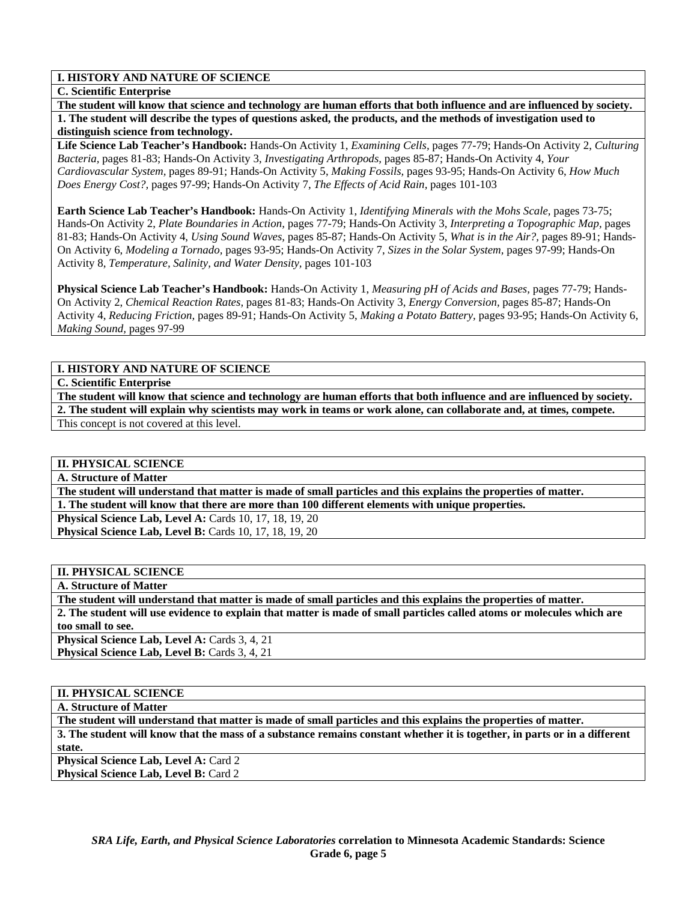**I. HISTORY AND NATURE OF SCIENCE**

**C. Scientific Enterprise**

**The student will know that science and technology are human efforts that both influence and are influenced by society.**

**1. The student will describe the types of questions asked, the products, and the methods of investigation used to distinguish science from technology.**

**Life Science Lab Teacher's Handbook:** Hands-On Activity 1, *Examining Cells,* pages 77-79; Hands-On Activity 2, *Culturing Bacteria,* pages 81-83; Hands-On Activity 3, *Investigating Arthropods,* pages 85-87; Hands-On Activity 4, *Your Cardiovascular System,* pages 89-91; Hands-On Activity 5, *Making Fossils,* pages 93-95; Hands-On Activity 6, *How Much Does Energy Cost?,* pages 97-99; Hands-On Activity 7, *The Effects of Acid Rain,* pages 101-103

**Earth Science Lab Teacher's Handbook:** Hands-On Activity 1, *Identifying Minerals with the Mohs Scale,* pages 73-75; Hands-On Activity 2, *Plate Boundaries in Action,* pages 77-79; Hands-On Activity 3, *Interpreting a Topographic Map,* pages 81-83; Hands-On Activity 4, *Using Sound Waves,* pages 85-87; Hands-On Activity 5, *What is in the Air?,* pages 89-91; Hands-On Activity 6, *Modeling a Tornado,* pages 93-95; Hands-On Activity 7, *Sizes in the Solar System,* pages 97-99; Hands-On Activity 8, *Temperature, Salinity, and Water Density,* pages 101-103

**Physical Science Lab Teacher's Handbook:** Hands-On Activity 1, *Measuring pH of Acids and Bases,* pages 77-79; Hands-On Activity 2, *Chemical Reaction Rates,* pages 81-83; Hands-On Activity 3, *Energy Conversion,* pages 85-87; Hands-On Activity 4, *Reducing Friction,* pages 89-91; Hands-On Activity 5, *Making a Potato Battery,* pages 93-95; Hands-On Activity 6, *Making Sound,* pages 97-99

**I. HISTORY AND NATURE OF SCIENCE**

**C. Scientific Enterprise**

**The student will know that science and technology are human efforts that both influence and are influenced by society.**

**2. The student will explain why scientists may work in teams or work alone, can collaborate and, at times, compete.**

This concept is not covered at this level.

**II. PHYSICAL SCIENCE**

**A. Structure of Matter**

**The student will understand that matter is made of small particles and this explains the properties of matter.**

**1. The student will know that there are more than 100 different elements with unique properties.**

**Physical Science Lab, Level A:** Cards 10, 17, 18, 19, 20

**Physical Science Lab, Level B:** Cards 10, 17, 18, 19, 20

**II. PHYSICAL SCIENCE**

**A. Structure of Matter**

**The student will understand that matter is made of small particles and this explains the properties of matter.**

**2. The student will use evidence to explain that matter is made of small particles called atoms or molecules which are too small to see.**

**Physical Science Lab, Level A:** Cards 3, 4, 21

**Physical Science Lab, Level B:** Cards 3, 4, 21

**II. PHYSICAL SCIENCE**

**A. Structure of Matter**

**The student will understand that matter is made of small particles and this explains the properties of matter.**

**3. The student will know that the mass of a substance remains constant whether it is together, in parts or in a different state.**

**Physical Science Lab, Level A:** Card 2

**Physical Science Lab, Level B:** Card 2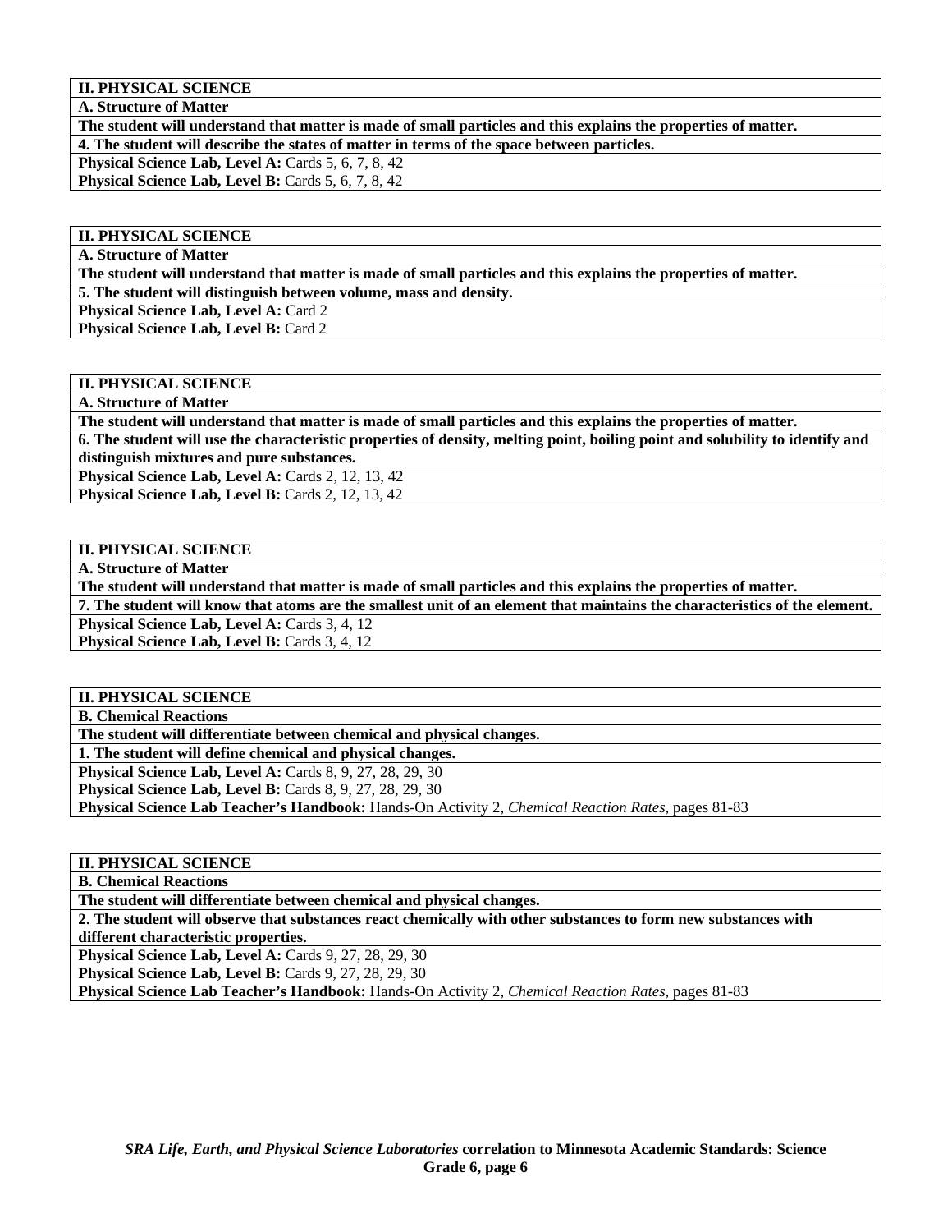**II. PHYSICAL SCIENCE**

**A. Structure of Matter**

**The student will understand that matter is made of small particles and this explains the properties of matter.**

**4. The student will describe the states of matter in terms of the space between particles.**

**Physical Science Lab, Level A:** Cards 5, 6, 7, 8, 42
**Physical Science Lab, Level B:** Cards 5, 6, 7, 8, 42

**II. PHYSICAL SCIENCE**

**A. Structure of Matter**

**The student will understand that matter is made of small particles and this explains the properties of matter.**

**5. The student will distinguish between volume, mass and density.**

**Physical Science Lab, Level A:** Card 2
**Physical Science Lab, Level B:** Card 2

**II. PHYSICAL SCIENCE**

**A. Structure of Matter**

**The student will understand that matter is made of small particles and this explains the properties of matter.**

**6. The student will use the characteristic properties of density, melting point, boiling point and solubility to identify and distinguish mixtures and pure substances.**

**Physical Science Lab, Level A:** Cards 2, 12, 13, 42
**Physical Science Lab, Level B:** Cards 2, 12, 13, 42

**II. PHYSICAL SCIENCE**

**A. Structure of Matter**

**The student will understand that matter is made of small particles and this explains the properties of matter.**

**7. The student will know that atoms are the smallest unit of an element that maintains the characteristics of the element.**

**Physical Science Lab, Level A:** Cards 3, 4, 12
**Physical Science Lab, Level B:** Cards 3, 4, 12

**II. PHYSICAL SCIENCE**

**B. Chemical Reactions**

**The student will differentiate between chemical and physical changes.**

**1. The student will define chemical and physical changes.**

**Physical Science Lab, Level A:** Cards 8, 9, 27, 28, 29, 30
**Physical Science Lab, Level B:** Cards 8, 9, 27, 28, 29, 30
**Physical Science Lab Teacher's Handbook:** Hands-On Activity 2, *Chemical Reaction Rates,* pages 81-83

**II. PHYSICAL SCIENCE**

**B. Chemical Reactions**

**The student will differentiate between chemical and physical changes.**

**2. The student will observe that substances react chemically with other substances to form new substances with different characteristic properties.**

**Physical Science Lab, Level A:** Cards 9, 27, 28, 29, 30
**Physical Science Lab, Level B:** Cards 9, 27, 28, 29, 30
**Physical Science Lab Teacher's Handbook:** Hands-On Activity 2, *Chemical Reaction Rates,* pages 81-83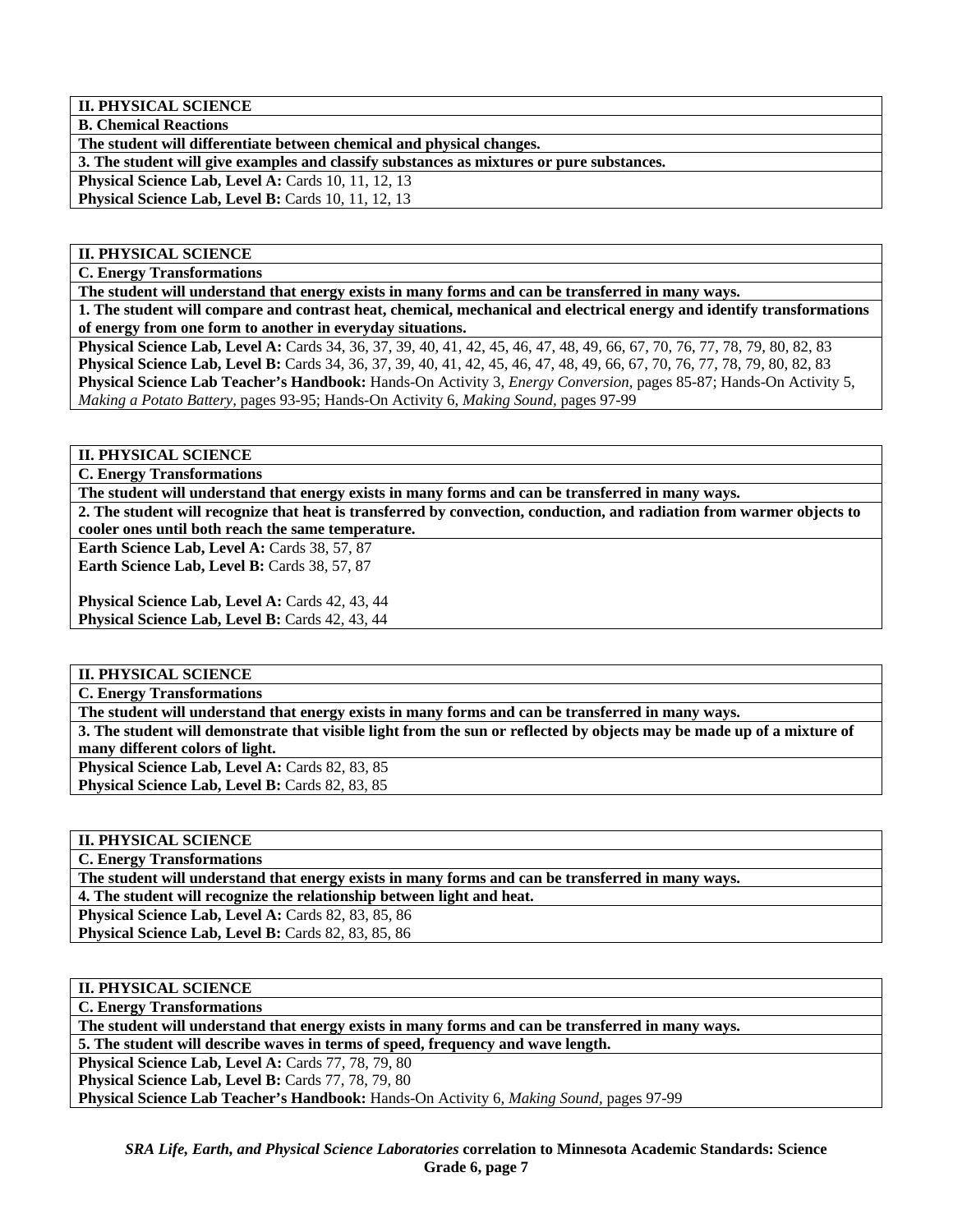**II. PHYSICAL SCIENCE**

**B. Chemical Reactions**

**The student will differentiate between chemical and physical changes.**

**3. The student will give examples and classify substances as mixtures or pure substances.**

**Physical Science Lab, Level A:** Cards 10, 11, 12, 13
**Physical Science Lab, Level B:** Cards 10, 11, 12, 13

**II. PHYSICAL SCIENCE**

**C. Energy Transformations**

**The student will understand that energy exists in many forms and can be transferred in many ways.**

**1. The student will compare and contrast heat, chemical, mechanical and electrical energy and identify transformations of energy from one form to another in everyday situations.**

**Physical Science Lab, Level A:** Cards 34, 36, 37, 39, 40, 41, 42, 45, 46, 47, 48, 49, 66, 67, 70, 76, 77, 78, 79, 80, 82, 83
**Physical Science Lab, Level B:** Cards 34, 36, 37, 39, 40, 41, 42, 45, 46, 47, 48, 49, 66, 67, 70, 76, 77, 78, 79, 80, 82, 83
**Physical Science Lab Teacher's Handbook:** Hands-On Activity 3, *Energy Conversion,* pages 85-87; Hands-On Activity 5, *Making a Potato Battery,* pages 93-95; Hands-On Activity 6, *Making Sound,* pages 97-99

**II. PHYSICAL SCIENCE**

**C. Energy Transformations**

**The student will understand that energy exists in many forms and can be transferred in many ways.**

**2. The student will recognize that heat is transferred by convection, conduction, and radiation from warmer objects to cooler ones until both reach the same temperature.**

**Earth Science Lab, Level A:** Cards 38, 57, 87
**Earth Science Lab, Level B:** Cards 38, 57, 87

**Physical Science Lab, Level A:** Cards 42, 43, 44
**Physical Science Lab, Level B:** Cards 42, 43, 44

**II. PHYSICAL SCIENCE**

**C. Energy Transformations**

**The student will understand that energy exists in many forms and can be transferred in many ways.**

**3. The student will demonstrate that visible light from the sun or reflected by objects may be made up of a mixture of many different colors of light.**

**Physical Science Lab, Level A:** Cards 82, 83, 85
**Physical Science Lab, Level B:** Cards 82, 83, 85

**II. PHYSICAL SCIENCE**

**C. Energy Transformations**

**The student will understand that energy exists in many forms and can be transferred in many ways.**

**4. The student will recognize the relationship between light and heat.**

**Physical Science Lab, Level A:** Cards 82, 83, 85, 86
**Physical Science Lab, Level B:** Cards 82, 83, 85, 86

**II. PHYSICAL SCIENCE**

**C. Energy Transformations**

**The student will understand that energy exists in many forms and can be transferred in many ways.**

**5. The student will describe waves in terms of speed, frequency and wave length.**

**Physical Science Lab, Level A:** Cards 77, 78, 79, 80
**Physical Science Lab, Level B:** Cards 77, 78, 79, 80
**Physical Science Lab Teacher's Handbook:** Hands-On Activity 6, *Making Sound,* pages 97-99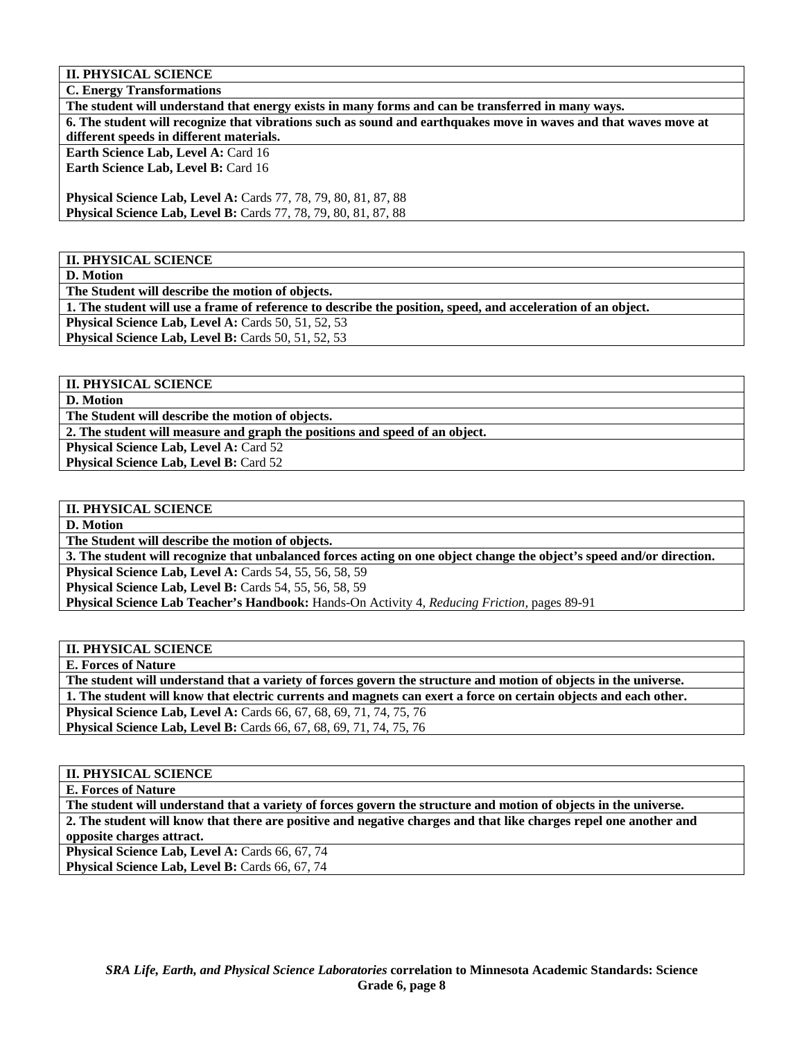| **II. PHYSICAL SCIENCE** |
|---|
| **C. Energy Transformations** |
| **The student will understand that energy exists in many forms and can be transferred in many ways.** |
| **6. The student will recognize that vibrations such as sound and earthquakes move in waves and that waves move at different speeds in different materials.** |
| **Earth Science Lab, Level A:** Card 16<br>**Earth Science Lab, Level B:** Card 16<br><br>**Physical Science Lab, Level A:** Cards 77, 78, 79, 80, 81, 87, 88<br>**Physical Science Lab, Level B:** Cards 77, 78, 79, 80, 81, 87, 88 |

| **II. PHYSICAL SCIENCE** |
|---|
| **D. Motion** |
| **The Student will describe the motion of objects.** |
| **1. The student will use a frame of reference to describe the position, speed, and acceleration of an object.** |
| **Physical Science Lab, Level A:** Cards 50, 51, 52, 53<br>**Physical Science Lab, Level B:** Cards 50, 51, 52, 53 |

| **II. PHYSICAL SCIENCE** |
|---|
| **D. Motion** |
| **The Student will describe the motion of objects.** |
| **2. The student will measure and graph the positions and speed of an object.** |
| **Physical Science Lab, Level A:** Card 52<br>**Physical Science Lab, Level B:** Card 52 |

| **II. PHYSICAL SCIENCE** |
|---|
| **D. Motion** |
| **The Student will describe the motion of objects.** |
| **3. The student will recognize that unbalanced forces acting on one object change the object's speed and/or direction.** |
| **Physical Science Lab, Level A:** Cards 54, 55, 56, 58, 59<br>**Physical Science Lab, Level B:** Cards 54, 55, 56, 58, 59<br>**Physical Science Lab Teacher's Handbook:** Hands-On Activity 4, *Reducing Friction,* pages 89-91 |

| **II. PHYSICAL SCIENCE** |
|---|
| **E. Forces of Nature** |
| **The student will understand that a variety of forces govern the structure and motion of objects in the universe.** |
| **1. The student will know that electric currents and magnets can exert a force on certain objects and each other.** |
| **Physical Science Lab, Level A:** Cards 66, 67, 68, 69, 71, 74, 75, 76<br>**Physical Science Lab, Level B:** Cards 66, 67, 68, 69, 71, 74, 75, 76 |

| **II. PHYSICAL SCIENCE** |
|---|
| **E. Forces of Nature** |
| **The student will understand that a variety of forces govern the structure and motion of objects in the universe.** |
| **2. The student will know that there are positive and negative charges and that like charges repel one another and opposite charges attract.** |
| **Physical Science Lab, Level A:** Cards 66, 67, 74<br>**Physical Science Lab, Level B:** Cards 66, 67, 74 |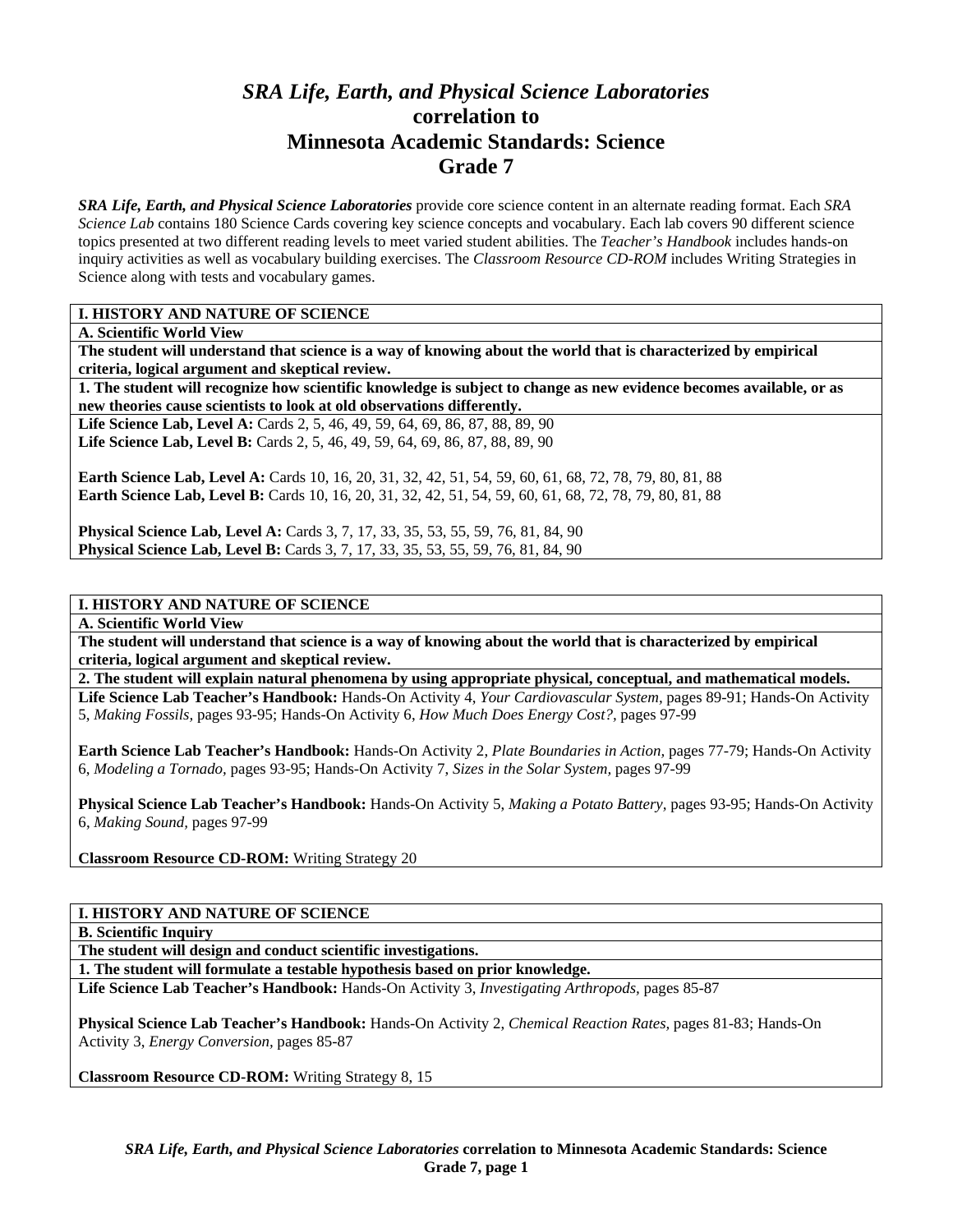# *SRA Life, Earth, and Physical Science Laboratories*
# correlation to
# Minnesota Academic Standards: Science
# Grade 7

***SRA Life, Earth, and Physical Science Laboratories*** provide core science content in an alternate reading format. Each *SRA Science Lab* contains 180 Science Cards covering key science concepts and vocabulary. Each lab covers 90 different science topics presented at two different reading levels to meet varied student abilities. The *Teacher's Handbook* includes hands-on inquiry activities as well as vocabulary building exercises. The *Classroom Resource CD-ROM* includes Writing Strategies in Science along with tests and vocabulary games.

**I. HISTORY AND NATURE OF SCIENCE**

**A. Scientific World View**

**The student will understand that science is a way of knowing about the world that is characterized by empirical criteria, logical argument and skeptical review.**

**1. The student will recognize how scientific knowledge is subject to change as new evidence becomes available, or as new theories cause scientists to look at old observations differently.**

**Life Science Lab, Level A:** Cards 2, 5, 46, 49, 59, 64, 69, 86, 87, 88, 89, 90
**Life Science Lab, Level B:** Cards 2, 5, 46, 49, 59, 64, 69, 86, 87, 88, 89, 90

**Earth Science Lab, Level A:** Cards 10, 16, 20, 31, 32, 42, 51, 54, 59, 60, 61, 68, 72, 78, 79, 80, 81, 88
**Earth Science Lab, Level B:** Cards 10, 16, 20, 31, 32, 42, 51, 54, 59, 60, 61, 68, 72, 78, 79, 80, 81, 88

**Physical Science Lab, Level A:** Cards 3, 7, 17, 33, 35, 53, 55, 59, 76, 81, 84, 90
**Physical Science Lab, Level B:** Cards 3, 7, 17, 33, 35, 53, 55, 59, 76, 81, 84, 90

**I. HISTORY AND NATURE OF SCIENCE**

**A. Scientific World View**

**The student will understand that science is a way of knowing about the world that is characterized by empirical criteria, logical argument and skeptical review.**

**2. The student will explain natural phenomena by using appropriate physical, conceptual, and mathematical models.**

**Life Science Lab Teacher's Handbook:** Hands-On Activity 4, *Your Cardiovascular System,* pages 89-91; Hands-On Activity 5, *Making Fossils,* pages 93-95; Hands-On Activity 6, *How Much Does Energy Cost?,* pages 97-99

**Earth Science Lab Teacher's Handbook:** Hands-On Activity 2, *Plate Boundaries in Action,* pages 77-79; Hands-On Activity 6, *Modeling a Tornado,* pages 93-95; Hands-On Activity 7, *Sizes in the Solar System,* pages 97-99

**Physical Science Lab Teacher's Handbook:** Hands-On Activity 5, *Making a Potato Battery,* pages 93-95; Hands-On Activity 6, *Making Sound,* pages 97-99

**Classroom Resource CD-ROM:** Writing Strategy 20

**I. HISTORY AND NATURE OF SCIENCE**

**B. Scientific Inquiry**

**The student will design and conduct scientific investigations.**

**1. The student will formulate a testable hypothesis based on prior knowledge.**

**Life Science Lab Teacher's Handbook:** Hands-On Activity 3, *Investigating Arthropods,* pages 85-87

**Physical Science Lab Teacher's Handbook:** Hands-On Activity 2, *Chemical Reaction Rates,* pages 81-83; Hands-On Activity 3, *Energy Conversion,* pages 85-87

**Classroom Resource CD-ROM:** Writing Strategy 8, 15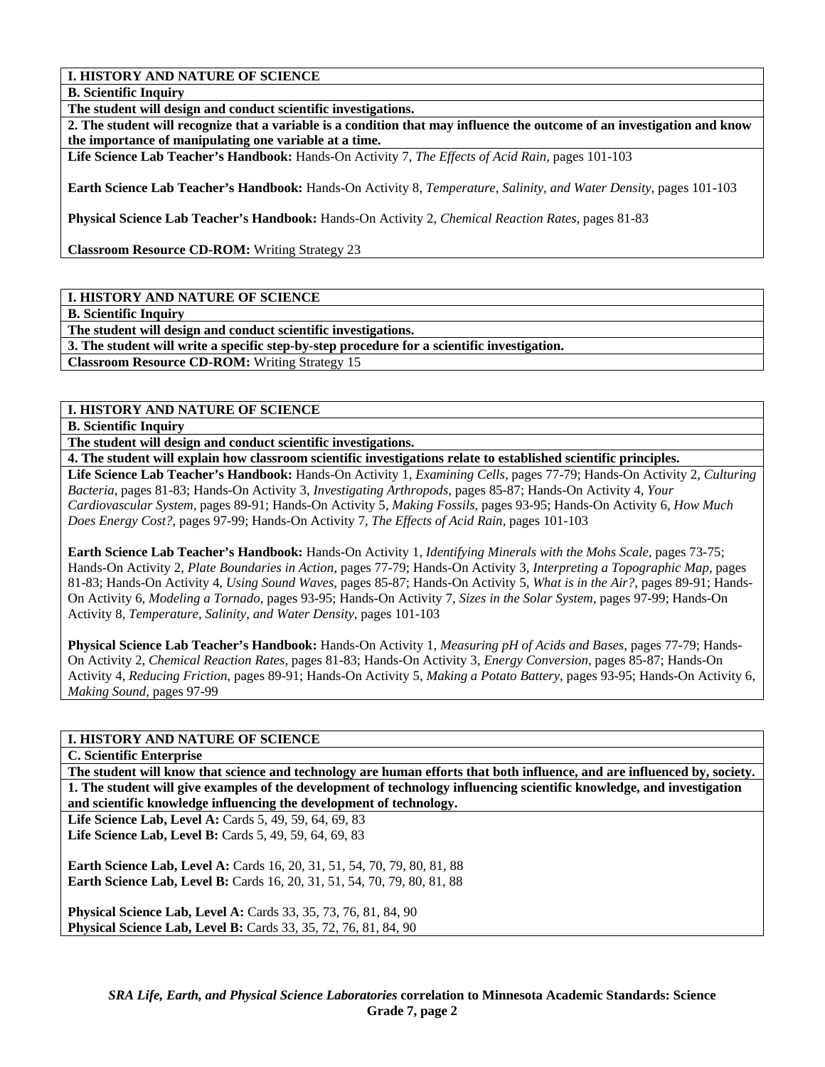**I. HISTORY AND NATURE OF SCIENCE**

**B. Scientific Inquiry**

**The student will design and conduct scientific investigations.**

**2. The student will recognize that a variable is a condition that may influence the outcome of an investigation and know the importance of manipulating one variable at a time.**

**Life Science Lab Teacher's Handbook:** Hands-On Activity 7, *The Effects of Acid Rain,* pages 101-103

**Earth Science Lab Teacher's Handbook:** Hands-On Activity 8, *Temperature, Salinity, and Water Density,* pages 101-103

**Physical Science Lab Teacher's Handbook:** Hands-On Activity 2, *Chemical Reaction Rates,* pages 81-83

**Classroom Resource CD-ROM:** Writing Strategy 23

**I. HISTORY AND NATURE OF SCIENCE**

**B. Scientific Inquiry**

**The student will design and conduct scientific investigations.**

**3. The student will write a specific step-by-step procedure for a scientific investigation.**

**Classroom Resource CD-ROM:** Writing Strategy 15

**I. HISTORY AND NATURE OF SCIENCE**

**B. Scientific Inquiry**

**The student will design and conduct scientific investigations.**

**4. The student will explain how classroom scientific investigations relate to established scientific principles.**

**Life Science Lab Teacher's Handbook:** Hands-On Activity 1, *Examining Cells,* pages 77-79; Hands-On Activity 2, *Culturing Bacteria,* pages 81-83; Hands-On Activity 3, *Investigating Arthropods,* pages 85-87; Hands-On Activity 4, *Your Cardiovascular System,* pages 89-91; Hands-On Activity 5, *Making Fossils,* pages 93-95; Hands-On Activity 6, *How Much Does Energy Cost?,* pages 97-99; Hands-On Activity 7, *The Effects of Acid Rain,* pages 101-103

**Earth Science Lab Teacher's Handbook:** Hands-On Activity 1, *Identifying Minerals with the Mohs Scale,* pages 73-75; Hands-On Activity 2, *Plate Boundaries in Action,* pages 77-79; Hands-On Activity 3, *Interpreting a Topographic Map,* pages 81-83; Hands-On Activity 4, *Using Sound Waves,* pages 85-87; Hands-On Activity 5, *What is in the Air?,* pages 89-91; Hands-On Activity 6, *Modeling a Tornado,* pages 93-95; Hands-On Activity 7, *Sizes in the Solar System,* pages 97-99; Hands-On Activity 8, *Temperature, Salinity, and Water Density,* pages 101-103

**Physical Science Lab Teacher's Handbook:** Hands-On Activity 1, *Measuring pH of Acids and Bases,* pages 77-79; Hands-On Activity 2, *Chemical Reaction Rates,* pages 81-83; Hands-On Activity 3, *Energy Conversion,* pages 85-87; Hands-On Activity 4, *Reducing Friction,* pages 89-91; Hands-On Activity 5, *Making a Potato Battery,* pages 93-95; Hands-On Activity 6, *Making Sound,* pages 97-99

**I. HISTORY AND NATURE OF SCIENCE**

**C. Scientific Enterprise**

**The student will know that science and technology are human efforts that both influence, and are influenced by, society.**

**1. The student will give examples of the development of technology influencing scientific knowledge, and investigation and scientific knowledge influencing the development of technology.**

**Life Science Lab, Level A:** Cards 5, 49, 59, 64, 69, 83
**Life Science Lab, Level B:** Cards 5, 49, 59, 64, 69, 83

**Earth Science Lab, Level A:** Cards 16, 20, 31, 51, 54, 70, 79, 80, 81, 88
**Earth Science Lab, Level B:** Cards 16, 20, 31, 51, 54, 70, 79, 80, 81, 88

**Physical Science Lab, Level A:** Cards 33, 35, 73, 76, 81, 84, 90
**Physical Science Lab, Level B:** Cards 33, 35, 72, 76, 81, 84, 90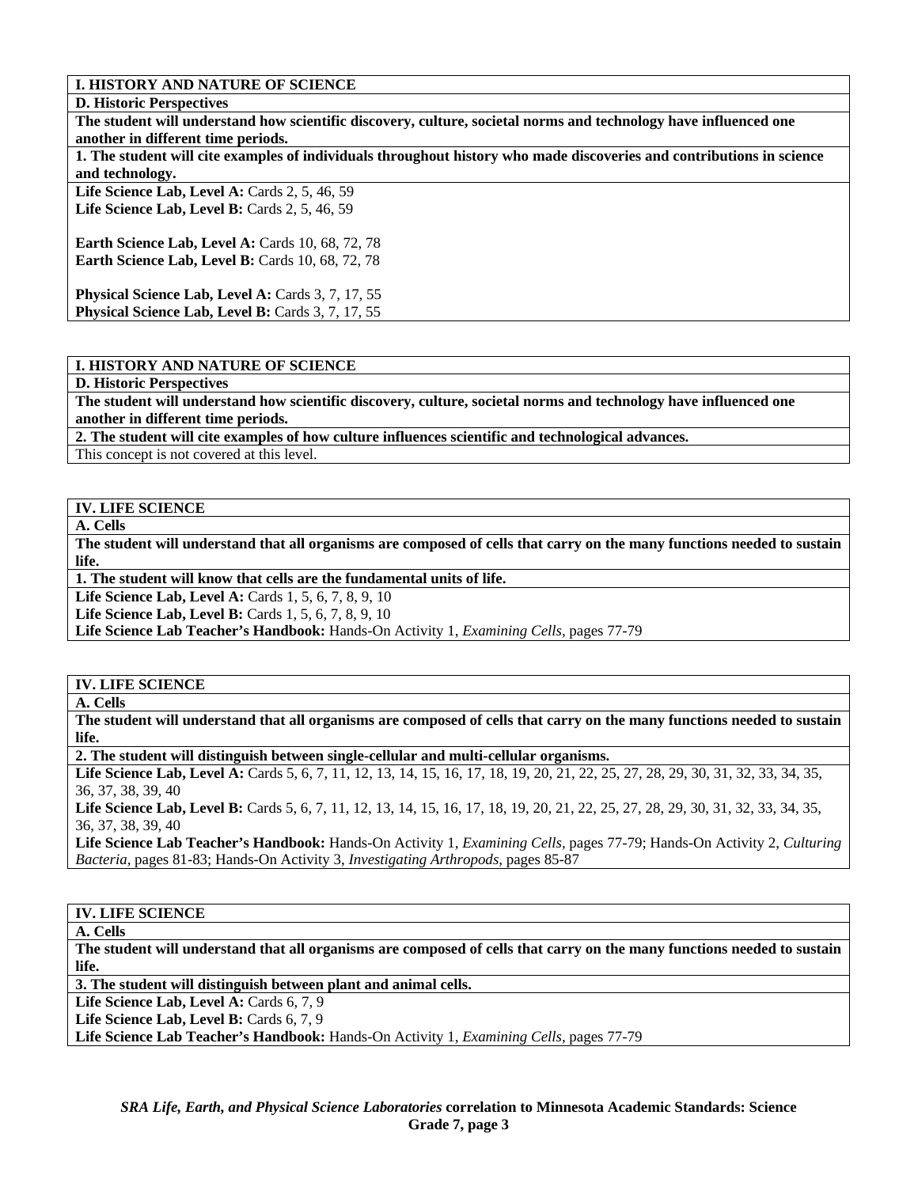**I. HISTORY AND NATURE OF SCIENCE**

**D. Historic Perspectives**

**The student will understand how scientific discovery, culture, societal norms and technology have influenced one another in different time periods.**

**1. The student will cite examples of individuals throughout history who made discoveries and contributions in science and technology.**

**Life Science Lab, Level A:** Cards 2, 5, 46, 59
**Life Science Lab, Level B:** Cards 2, 5, 46, 59

**Earth Science Lab, Level A:** Cards 10, 68, 72, 78
**Earth Science Lab, Level B:** Cards 10, 68, 72, 78

**Physical Science Lab, Level A:** Cards 3, 7, 17, 55
**Physical Science Lab, Level B:** Cards 3, 7, 17, 55

**I. HISTORY AND NATURE OF SCIENCE**

**D. Historic Perspectives**

**The student will understand how scientific discovery, culture, societal norms and technology have influenced one another in different time periods.**

**2. The student will cite examples of how culture influences scientific and technological advances.**

This concept is not covered at this level.

**IV. LIFE SCIENCE**

**A. Cells**

**The student will understand that all organisms are composed of cells that carry on the many functions needed to sustain life.**

**1. The student will know that cells are the fundamental units of life.**

**Life Science Lab, Level A:** Cards 1, 5, 6, 7, 8, 9, 10
**Life Science Lab, Level B:** Cards 1, 5, 6, 7, 8, 9, 10
**Life Science Lab Teacher's Handbook:** Hands-On Activity 1, *Examining Cells,* pages 77-79

**IV. LIFE SCIENCE**

**A. Cells**

**The student will understand that all organisms are composed of cells that carry on the many functions needed to sustain life.**

**2. The student will distinguish between single-cellular and multi-cellular organisms.**

**Life Science Lab, Level A:** Cards 5, 6, 7, 11, 12, 13, 14, 15, 16, 17, 18, 19, 20, 21, 22, 25, 27, 28, 29, 30, 31, 32, 33, 34, 35, 36, 37, 38, 39, 40
**Life Science Lab, Level B:** Cards 5, 6, 7, 11, 12, 13, 14, 15, 16, 17, 18, 19, 20, 21, 22, 25, 27, 28, 29, 30, 31, 32, 33, 34, 35, 36, 37, 38, 39, 40
**Life Science Lab Teacher's Handbook:** Hands-On Activity 1, *Examining Cells,* pages 77-79; Hands-On Activity 2, *Culturing Bacteria,* pages 81-83; Hands-On Activity 3, *Investigating Arthropods,* pages 85-87

**IV. LIFE SCIENCE**

**A. Cells**

**The student will understand that all organisms are composed of cells that carry on the many functions needed to sustain life.**

**3. The student will distinguish between plant and animal cells.**

**Life Science Lab, Level A:** Cards 6, 7, 9
**Life Science Lab, Level B:** Cards 6, 7, 9
**Life Science Lab Teacher's Handbook:** Hands-On Activity 1, *Examining Cells,* pages 77-79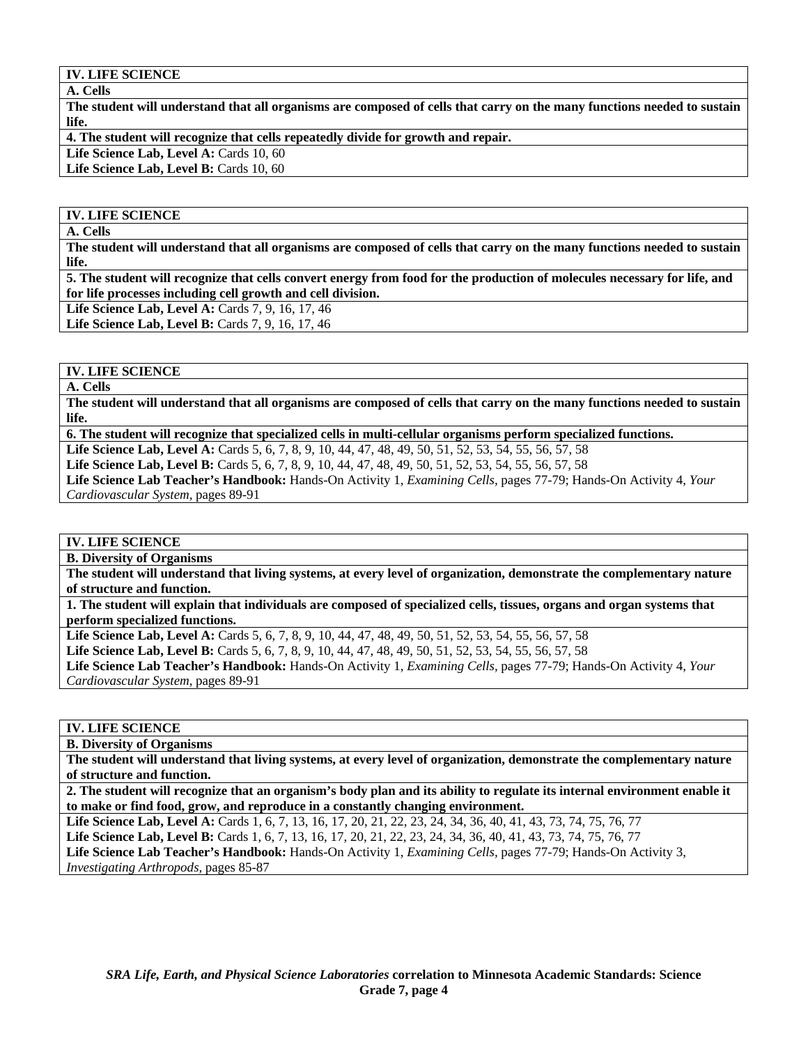**IV. LIFE SCIENCE**

**A. Cells**

**The student will understand that all organisms are composed of cells that carry on the many functions needed to sustain life.**

**4. The student will recognize that cells repeatedly divide for growth and repair.**

**Life Science Lab, Level A:** Cards 10, 60
**Life Science Lab, Level B:** Cards 10, 60

**IV. LIFE SCIENCE**

**A. Cells**

**The student will understand that all organisms are composed of cells that carry on the many functions needed to sustain life.**

**5. The student will recognize that cells convert energy from food for the production of molecules necessary for life, and for life processes including cell growth and cell division.**

**Life Science Lab, Level A:** Cards 7, 9, 16, 17, 46
**Life Science Lab, Level B:** Cards 7, 9, 16, 17, 46

**IV. LIFE SCIENCE**

**A. Cells**

**The student will understand that all organisms are composed of cells that carry on the many functions needed to sustain life.**

**6. The student will recognize that specialized cells in multi-cellular organisms perform specialized functions.**

**Life Science Lab, Level A:** Cards 5, 6, 7, 8, 9, 10, 44, 47, 48, 49, 50, 51, 52, 53, 54, 55, 56, 57, 58
**Life Science Lab, Level B:** Cards 5, 6, 7, 8, 9, 10, 44, 47, 48, 49, 50, 51, 52, 53, 54, 55, 56, 57, 58
**Life Science Lab Teacher's Handbook:** Hands-On Activity 1, *Examining Cells,* pages 77-79; Hands-On Activity 4, *Your Cardiovascular System,* pages 89-91

**IV. LIFE SCIENCE**

**B. Diversity of Organisms**

**The student will understand that living systems, at every level of organization, demonstrate the complementary nature of structure and function.**

**1. The student will explain that individuals are composed of specialized cells, tissues, organs and organ systems that perform specialized functions.**

**Life Science Lab, Level A:** Cards 5, 6, 7, 8, 9, 10, 44, 47, 48, 49, 50, 51, 52, 53, 54, 55, 56, 57, 58
**Life Science Lab, Level B:** Cards 5, 6, 7, 8, 9, 10, 44, 47, 48, 49, 50, 51, 52, 53, 54, 55, 56, 57, 58
**Life Science Lab Teacher's Handbook:** Hands-On Activity 1, *Examining Cells,* pages 77-79; Hands-On Activity 4, *Your Cardiovascular System,* pages 89-91

**IV. LIFE SCIENCE**

**B. Diversity of Organisms**

**The student will understand that living systems, at every level of organization, demonstrate the complementary nature of structure and function.**

**2. The student will recognize that an organism's body plan and its ability to regulate its internal environment enable it to make or find food, grow, and reproduce in a constantly changing environment.**

**Life Science Lab, Level A:** Cards 1, 6, 7, 13, 16, 17, 20, 21, 22, 23, 24, 34, 36, 40, 41, 43, 73, 74, 75, 76, 77
**Life Science Lab, Level B:** Cards 1, 6, 7, 13, 16, 17, 20, 21, 22, 23, 24, 34, 36, 40, 41, 43, 73, 74, 75, 76, 77
**Life Science Lab Teacher's Handbook:** Hands-On Activity 1, *Examining Cells,* pages 77-79; Hands-On Activity 3, *Investigating Arthropods,* pages 85-87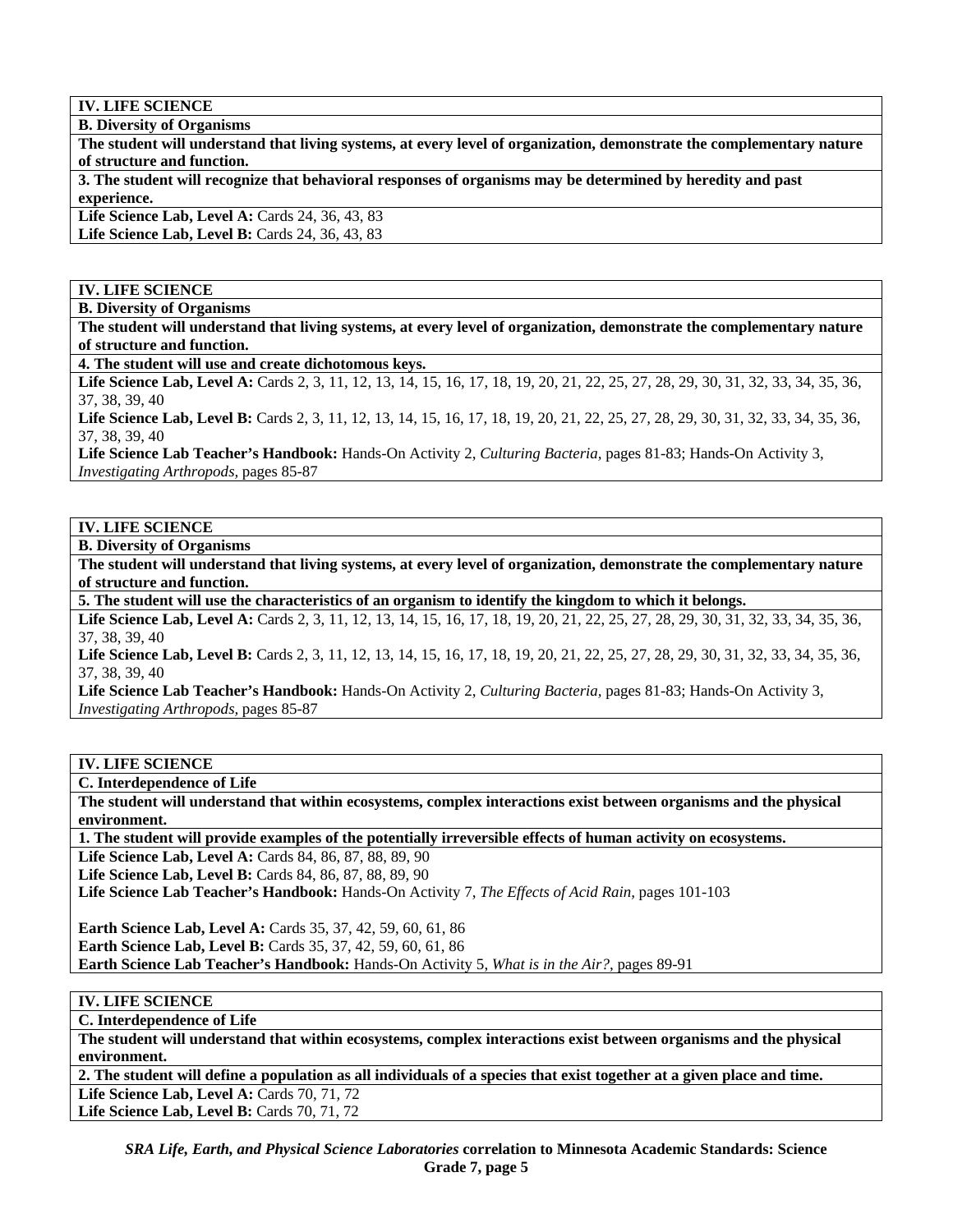**IV. LIFE SCIENCE**

**B. Diversity of Organisms**

**The student will understand that living systems, at every level of organization, demonstrate the complementary nature of structure and function.**

**3. The student will recognize that behavioral responses of organisms may be determined by heredity and past experience.**

**Life Science Lab, Level A:** Cards 24, 36, 43, 83
**Life Science Lab, Level B:** Cards 24, 36, 43, 83

**IV. LIFE SCIENCE**

**B. Diversity of Organisms**

**The student will understand that living systems, at every level of organization, demonstrate the complementary nature of structure and function.**

**4. The student will use and create dichotomous keys.**

**Life Science Lab, Level A:** Cards 2, 3, 11, 12, 13, 14, 15, 16, 17, 18, 19, 20, 21, 22, 25, 27, 28, 29, 30, 31, 32, 33, 34, 35, 36, 37, 38, 39, 40
**Life Science Lab, Level B:** Cards 2, 3, 11, 12, 13, 14, 15, 16, 17, 18, 19, 20, 21, 22, 25, 27, 28, 29, 30, 31, 32, 33, 34, 35, 36, 37, 38, 39, 40
**Life Science Lab Teacher's Handbook:** Hands-On Activity 2, *Culturing Bacteria,* pages 81-83; Hands-On Activity 3, *Investigating Arthropods,* pages 85-87

**IV. LIFE SCIENCE**

**B. Diversity of Organisms**

**The student will understand that living systems, at every level of organization, demonstrate the complementary nature of structure and function.**

**5. The student will use the characteristics of an organism to identify the kingdom to which it belongs.**

**Life Science Lab, Level A:** Cards 2, 3, 11, 12, 13, 14, 15, 16, 17, 18, 19, 20, 21, 22, 25, 27, 28, 29, 30, 31, 32, 33, 34, 35, 36, 37, 38, 39, 40
**Life Science Lab, Level B:** Cards 2, 3, 11, 12, 13, 14, 15, 16, 17, 18, 19, 20, 21, 22, 25, 27, 28, 29, 30, 31, 32, 33, 34, 35, 36, 37, 38, 39, 40
**Life Science Lab Teacher's Handbook:** Hands-On Activity 2, *Culturing Bacteria,* pages 81-83; Hands-On Activity 3, *Investigating Arthropods,* pages 85-87

**IV. LIFE SCIENCE**

**C. Interdependence of Life**

**The student will understand that within ecosystems, complex interactions exist between organisms and the physical environment.**

**1. The student will provide examples of the potentially irreversible effects of human activity on ecosystems.**

**Life Science Lab, Level A:** Cards 84, 86, 87, 88, 89, 90
**Life Science Lab, Level B:** Cards 84, 86, 87, 88, 89, 90
**Life Science Lab Teacher's Handbook:** Hands-On Activity 7, *The Effects of Acid Rain,* pages 101-103

**Earth Science Lab, Level A:** Cards 35, 37, 42, 59, 60, 61, 86
**Earth Science Lab, Level B:** Cards 35, 37, 42, 59, 60, 61, 86
**Earth Science Lab Teacher's Handbook:** Hands-On Activity 5, *What is in the Air?,* pages 89-91

**IV. LIFE SCIENCE**

**C. Interdependence of Life**

**The student will understand that within ecosystems, complex interactions exist between organisms and the physical environment.**

**2. The student will define a population as all individuals of a species that exist together at a given place and time.**

**Life Science Lab, Level A:** Cards 70, 71, 72
**Life Science Lab, Level B:** Cards 70, 71, 72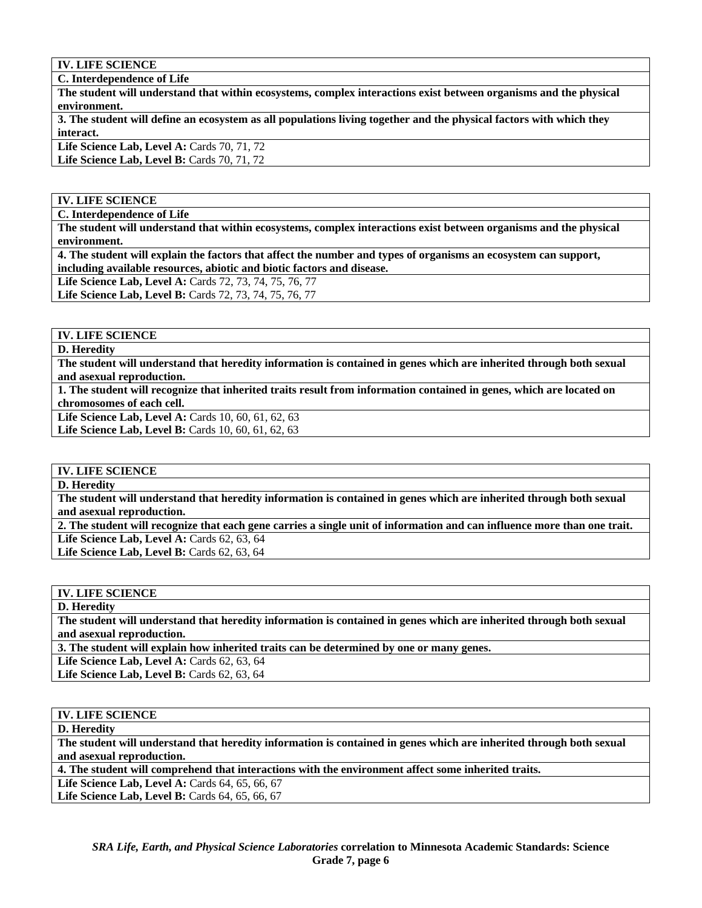**IV. LIFE SCIENCE**

**C. Interdependence of Life**

**The student will understand that within ecosystems, complex interactions exist between organisms and the physical environment.**

**3. The student will define an ecosystem as all populations living together and the physical factors with which they interact.**

**Life Science Lab, Level A:** Cards 70, 71, 72
**Life Science Lab, Level B:** Cards 70, 71, 72

**IV. LIFE SCIENCE**

**C. Interdependence of Life**

**The student will understand that within ecosystems, complex interactions exist between organisms and the physical environment.**

**4. The student will explain the factors that affect the number and types of organisms an ecosystem can support, including available resources, abiotic and biotic factors and disease.**

**Life Science Lab, Level A:** Cards 72, 73, 74, 75, 76, 77
**Life Science Lab, Level B:** Cards 72, 73, 74, 75, 76, 77

**IV. LIFE SCIENCE**

**D. Heredity**

**The student will understand that heredity information is contained in genes which are inherited through both sexual and asexual reproduction.**

**1. The student will recognize that inherited traits result from information contained in genes, which are located on chromosomes of each cell.**

**Life Science Lab, Level A:** Cards 10, 60, 61, 62, 63
**Life Science Lab, Level B:** Cards 10, 60, 61, 62, 63

**IV. LIFE SCIENCE**

**D. Heredity**

**The student will understand that heredity information is contained in genes which are inherited through both sexual and asexual reproduction.**

**2. The student will recognize that each gene carries a single unit of information and can influence more than one trait.**

**Life Science Lab, Level A:** Cards 62, 63, 64
**Life Science Lab, Level B:** Cards 62, 63, 64

**IV. LIFE SCIENCE**

**D. Heredity**

**The student will understand that heredity information is contained in genes which are inherited through both sexual and asexual reproduction.**

**3. The student will explain how inherited traits can be determined by one or many genes.**

**Life Science Lab, Level A:** Cards 62, 63, 64
**Life Science Lab, Level B:** Cards 62, 63, 64

**IV. LIFE SCIENCE**

**D. Heredity**

**The student will understand that heredity information is contained in genes which are inherited through both sexual and asexual reproduction.**

**4. The student will comprehend that interactions with the environment affect some inherited traits.**

**Life Science Lab, Level A:** Cards 64, 65, 66, 67
**Life Science Lab, Level B:** Cards 64, 65, 66, 67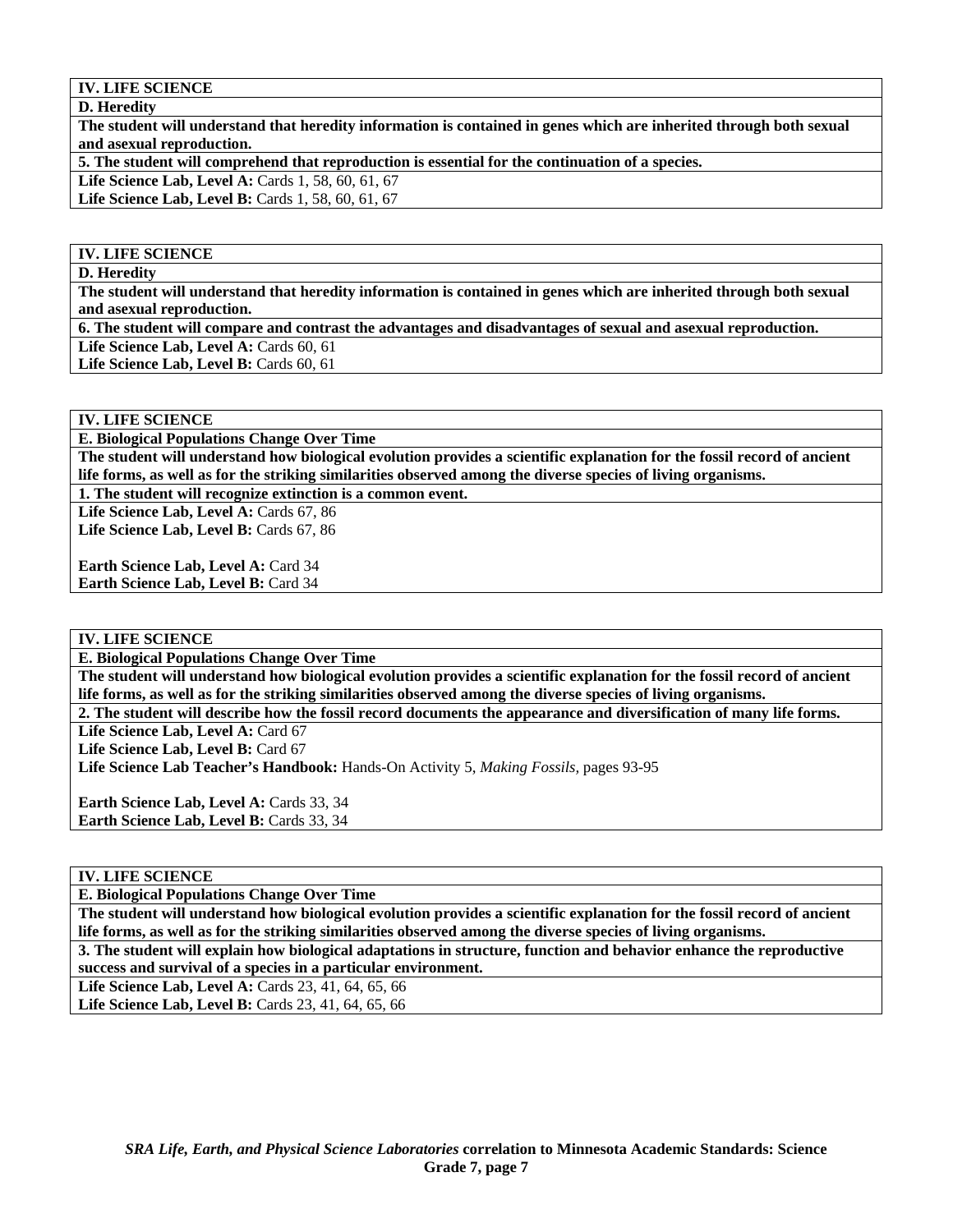**IV. LIFE SCIENCE**

**D. Heredity**

**The student will understand that heredity information is contained in genes which are inherited through both sexual and asexual reproduction.**

**5. The student will comprehend that reproduction is essential for the continuation of a species.**

**Life Science Lab, Level A:** Cards 1, 58, 60, 61, 67
**Life Science Lab, Level B:** Cards 1, 58, 60, 61, 67

**IV. LIFE SCIENCE**

**D. Heredity**

**The student will understand that heredity information is contained in genes which are inherited through both sexual and asexual reproduction.**

**6. The student will compare and contrast the advantages and disadvantages of sexual and asexual reproduction.**

**Life Science Lab, Level A:** Cards 60, 61
**Life Science Lab, Level B:** Cards 60, 61

**IV. LIFE SCIENCE**

**E. Biological Populations Change Over Time**

**The student will understand how biological evolution provides a scientific explanation for the fossil record of ancient life forms, as well as for the striking similarities observed among the diverse species of living organisms.**

**1. The student will recognize extinction is a common event.**

**Life Science Lab, Level A:** Cards 67, 86
**Life Science Lab, Level B:** Cards 67, 86

**Earth Science Lab, Level A:** Card 34
**Earth Science Lab, Level B:** Card 34

**IV. LIFE SCIENCE**

**E. Biological Populations Change Over Time**

**The student will understand how biological evolution provides a scientific explanation for the fossil record of ancient life forms, as well as for the striking similarities observed among the diverse species of living organisms.**

**2. The student will describe how the fossil record documents the appearance and diversification of many life forms.**

**Life Science Lab, Level A:** Card 67
**Life Science Lab, Level B:** Card 67
**Life Science Lab Teacher's Handbook:** Hands-On Activity 5, *Making Fossils,* pages 93-95

**Earth Science Lab, Level A:** Cards 33, 34
**Earth Science Lab, Level B:** Cards 33, 34

**IV. LIFE SCIENCE**

**E. Biological Populations Change Over Time**

**The student will understand how biological evolution provides a scientific explanation for the fossil record of ancient life forms, as well as for the striking similarities observed among the diverse species of living organisms.**

**3. The student will explain how biological adaptations in structure, function and behavior enhance the reproductive success and survival of a species in a particular environment.**

**Life Science Lab, Level A:** Cards 23, 41, 64, 65, 66
**Life Science Lab, Level B:** Cards 23, 41, 64, 65, 66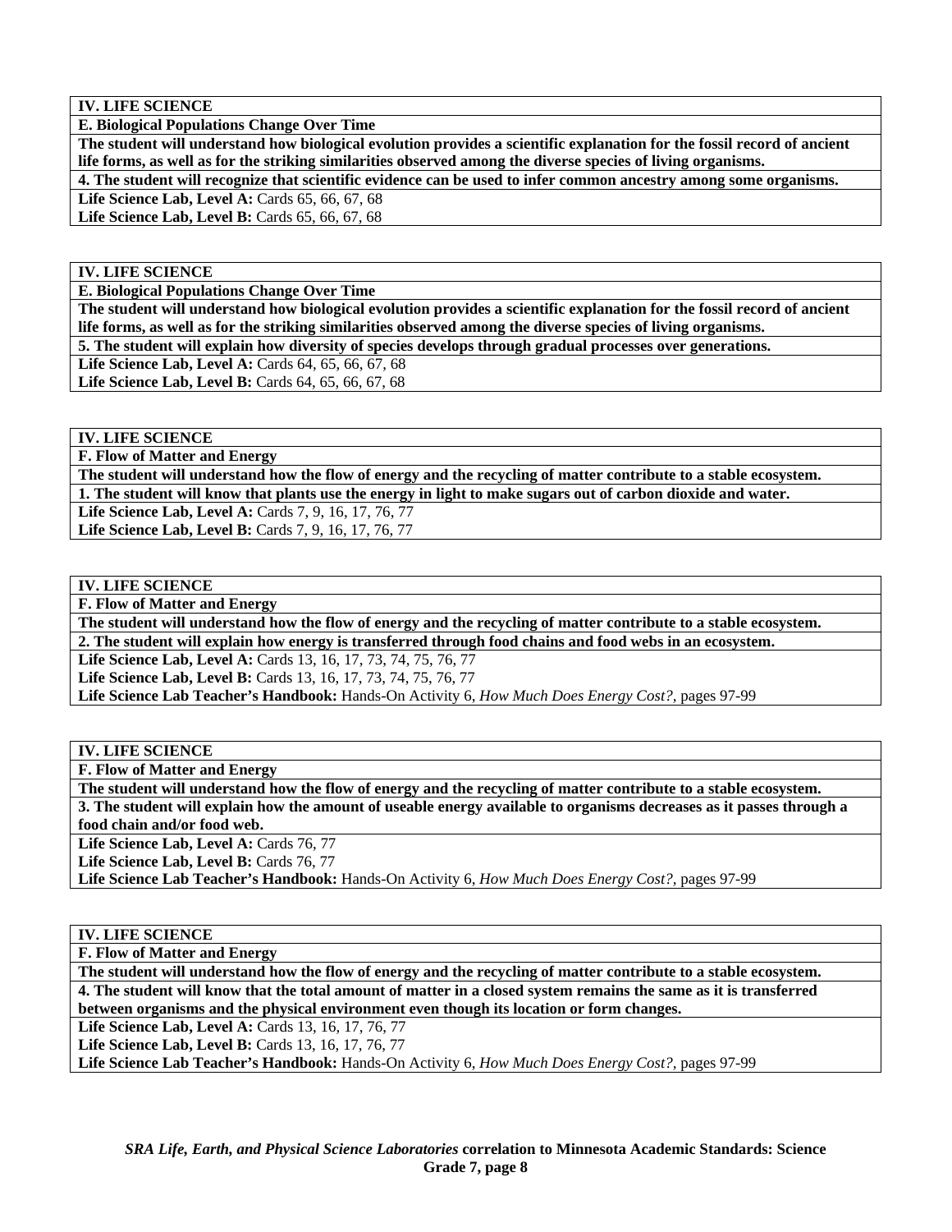| **IV. LIFE SCIENCE** |
|---|
| **E. Biological Populations Change Over Time** |
| **The student will understand how biological evolution provides a scientific explanation for the fossil record of ancient life forms, as well as for the striking similarities observed among the diverse species of living organisms.** |
| **4. The student will recognize that scientific evidence can be used to infer common ancestry among some organisms.** |
| **Life Science Lab, Level A:** Cards 65, 66, 67, 68<br>**Life Science Lab, Level B:** Cards 65, 66, 67, 68 |

| **IV. LIFE SCIENCE** |
|---|
| **E. Biological Populations Change Over Time** |
| **The student will understand how biological evolution provides a scientific explanation for the fossil record of ancient life forms, as well as for the striking similarities observed among the diverse species of living organisms.** |
| **5. The student will explain how diversity of species develops through gradual processes over generations.** |
| **Life Science Lab, Level A:** Cards 64, 65, 66, 67, 68<br>**Life Science Lab, Level B:** Cards 64, 65, 66, 67, 68 |

| **IV. LIFE SCIENCE** |
|---|
| **F. Flow of Matter and Energy** |
| **The student will understand how the flow of energy and the recycling of matter contribute to a stable ecosystem.** |
| **1. The student will know that plants use the energy in light to make sugars out of carbon dioxide and water.** |
| **Life Science Lab, Level A:** Cards 7, 9, 16, 17, 76, 77<br>**Life Science Lab, Level B:** Cards 7, 9, 16, 17, 76, 77 |

| **IV. LIFE SCIENCE** |
|---|
| **F. Flow of Matter and Energy** |
| **The student will understand how the flow of energy and the recycling of matter contribute to a stable ecosystem.** |
| **2. The student will explain how energy is transferred through food chains and food webs in an ecosystem.** |
| **Life Science Lab, Level A:** Cards 13, 16, 17, 73, 74, 75, 76, 77<br>**Life Science Lab, Level B:** Cards 13, 16, 17, 73, 74, 75, 76, 77<br>**Life Science Lab Teacher's Handbook:** Hands-On Activity 6, *How Much Does Energy Cost?*, pages 97-99 |

| **IV. LIFE SCIENCE** |
|---|
| **F. Flow of Matter and Energy** |
| **The student will understand how the flow of energy and the recycling of matter contribute to a stable ecosystem.** |
| **3. The student will explain how the amount of useable energy available to organisms decreases as it passes through a food chain and/or food web.** |
| **Life Science Lab, Level A:** Cards 76, 77<br>**Life Science Lab, Level B:** Cards 76, 77<br>**Life Science Lab Teacher's Handbook:** Hands-On Activity 6, *How Much Does Energy Cost?*, pages 97-99 |

| **IV. LIFE SCIENCE** |
|---|
| **F. Flow of Matter and Energy** |
| **The student will understand how the flow of energy and the recycling of matter contribute to a stable ecosystem.** |
| **4. The student will know that the total amount of matter in a closed system remains the same as it is transferred between organisms and the physical environment even though its location or form changes.** |
| **Life Science Lab, Level A:** Cards 13, 16, 17, 76, 77<br>**Life Science Lab, Level B:** Cards 13, 16, 17, 76, 77<br>**Life Science Lab Teacher's Handbook:** Hands-On Activity 6, *How Much Does Energy Cost?*, pages 97-99 |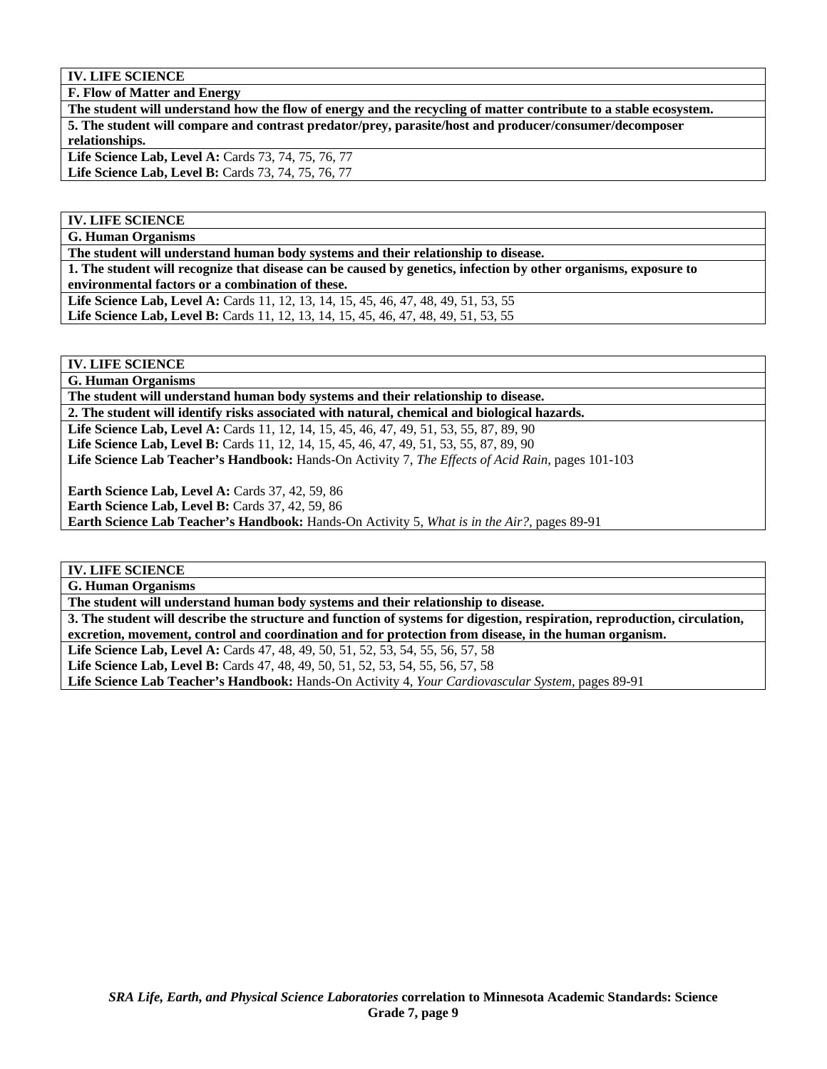**IV. LIFE SCIENCE**

**F. Flow of Matter and Energy**

**The student will understand how the flow of energy and the recycling of matter contribute to a stable ecosystem.**

**5. The student will compare and contrast predator/prey, parasite/host and producer/consumer/decomposer relationships.**

**Life Science Lab, Level A:** Cards 73, 74, 75, 76, 77
**Life Science Lab, Level B:** Cards 73, 74, 75, 76, 77

**IV. LIFE SCIENCE**

**G. Human Organisms**

**The student will understand human body systems and their relationship to disease.**

**1. The student will recognize that disease can be caused by genetics, infection by other organisms, exposure to environmental factors or a combination of these.**

**Life Science Lab, Level A:** Cards 11, 12, 13, 14, 15, 45, 46, 47, 48, 49, 51, 53, 55
**Life Science Lab, Level B:** Cards 11, 12, 13, 14, 15, 45, 46, 47, 48, 49, 51, 53, 55

**IV. LIFE SCIENCE**

**G. Human Organisms**

**The student will understand human body systems and their relationship to disease.**

**2. The student will identify risks associated with natural, chemical and biological hazards.**

**Life Science Lab, Level A:** Cards 11, 12, 14, 15, 45, 46, 47, 49, 51, 53, 55, 87, 89, 90
**Life Science Lab, Level B:** Cards 11, 12, 14, 15, 45, 46, 47, 49, 51, 53, 55, 87, 89, 90
**Life Science Lab Teacher's Handbook:** Hands-On Activity 7, *The Effects of Acid Rain,* pages 101-103

**Earth Science Lab, Level A:** Cards 37, 42, 59, 86
**Earth Science Lab, Level B:** Cards 37, 42, 59, 86
**Earth Science Lab Teacher's Handbook:** Hands-On Activity 5, *What is in the Air?,* pages 89-91

**IV. LIFE SCIENCE**

**G. Human Organisms**

**The student will understand human body systems and their relationship to disease.**

**3. The student will describe the structure and function of systems for digestion, respiration, reproduction, circulation, excretion, movement, control and coordination and for protection from disease, in the human organism.**

**Life Science Lab, Level A:** Cards 47, 48, 49, 50, 51, 52, 53, 54, 55, 56, 57, 58
**Life Science Lab, Level B:** Cards 47, 48, 49, 50, 51, 52, 53, 54, 55, 56, 57, 58
**Life Science Lab Teacher's Handbook:** Hands-On Activity 4, *Your Cardiovascular System,* pages 89-91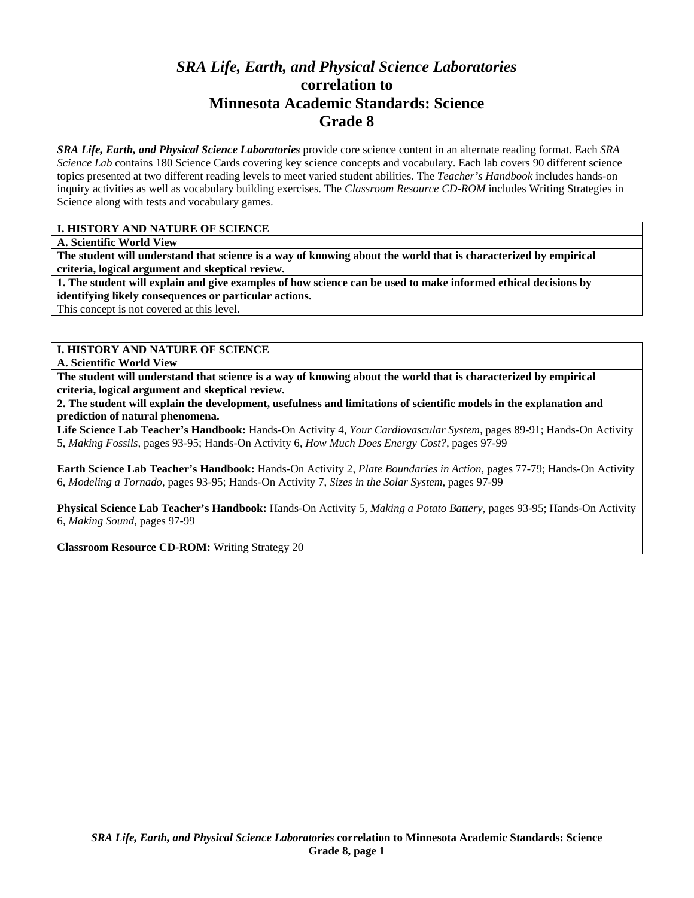# *SRA Life, Earth, and Physical Science Laboratories* correlation to Minnesota Academic Standards: Science Grade 8

***SRA Life, Earth, and Physical Science Laboratories*** provide core science content in an alternate reading format. Each *SRA Science Lab* contains 180 Science Cards covering key science concepts and vocabulary. Each lab covers 90 different science topics presented at two different reading levels to meet varied student abilities. The *Teacher's Handbook* includes hands-on inquiry activities as well as vocabulary building exercises. The *Classroom Resource CD-ROM* includes Writing Strategies in Science along with tests and vocabulary games.

| **I. HISTORY AND NATURE OF SCIENCE** |
|---|
| **A. Scientific World View** |
| **The student will understand that science is a way of knowing about the world that is characterized by empirical criteria, logical argument and skeptical review.** |
| **1. The student will explain and give examples of how science can be used to make informed ethical decisions by identifying likely consequences or particular actions.** |
| This concept is not covered at this level. |

| **I. HISTORY AND NATURE OF SCIENCE** |
|---|
| **A. Scientific World View** |
| **The student will understand that science is a way of knowing about the world that is characterized by empirical criteria, logical argument and skeptical review.** |
| **2. The student will explain the development, usefulness and limitations of scientific models in the explanation and prediction of natural phenomena.** |
| **Life Science Lab Teacher's Handbook:** Hands-On Activity 4, *Your Cardiovascular System,* pages 89-91; Hands-On Activity 5, *Making Fossils,* pages 93-95; Hands-On Activity 6, *How Much Does Energy Cost?,* pages 97-99<br><br>**Earth Science Lab Teacher's Handbook:** Hands-On Activity 2, *Plate Boundaries in Action,* pages 77-79; Hands-On Activity 6, *Modeling a Tornado,* pages 93-95; Hands-On Activity 7, *Sizes in the Solar System,* pages 97-99<br><br>**Physical Science Lab Teacher's Handbook:** Hands-On Activity 5, *Making a Potato Battery,* pages 93-95; Hands-On Activity 6, *Making Sound,* pages 97-99<br><br>**Classroom Resource CD-ROM:** Writing Strategy 20 |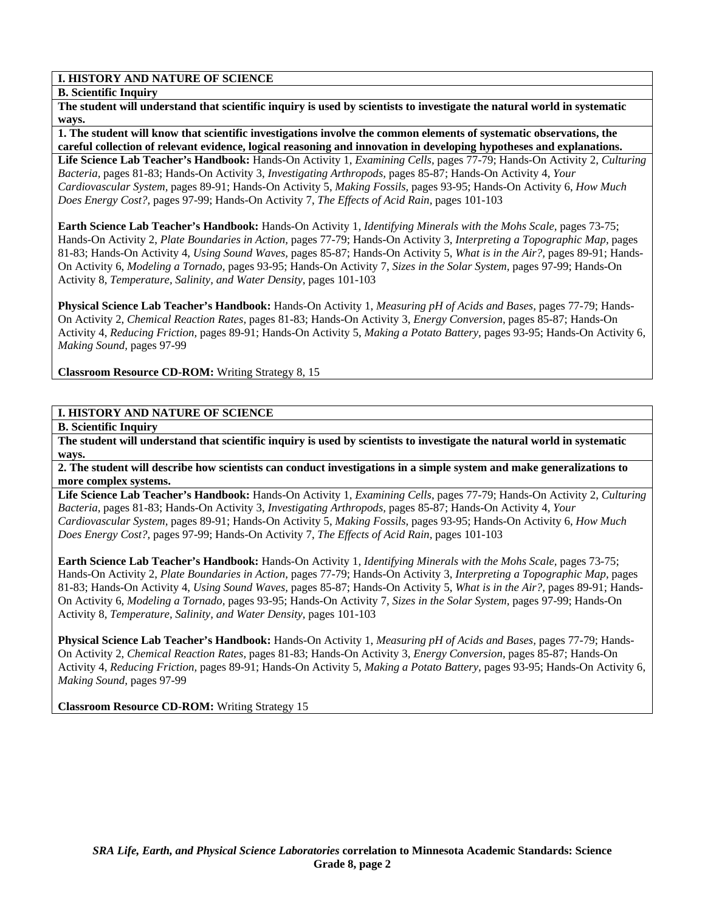**I. HISTORY AND NATURE OF SCIENCE**

**B. Scientific Inquiry**

**The student will understand that scientific inquiry is used by scientists to investigate the natural world in systematic ways.**

**1. The student will know that scientific investigations involve the common elements of systematic observations, the careful collection of relevant evidence, logical reasoning and innovation in developing hypotheses and explanations.**

**Life Science Lab Teacher's Handbook:** Hands-On Activity 1, *Examining Cells,* pages 77-79; Hands-On Activity 2, *Culturing Bacteria,* pages 81-83; Hands-On Activity 3, *Investigating Arthropods,* pages 85-87; Hands-On Activity 4, *Your Cardiovascular System,* pages 89-91; Hands-On Activity 5, *Making Fossils,* pages 93-95; Hands-On Activity 6, *How Much Does Energy Cost?,* pages 97-99; Hands-On Activity 7, *The Effects of Acid Rain,* pages 101-103

**Earth Science Lab Teacher's Handbook:** Hands-On Activity 1, *Identifying Minerals with the Mohs Scale,* pages 73-75; Hands-On Activity 2, *Plate Boundaries in Action,* pages 77-79; Hands-On Activity 3, *Interpreting a Topographic Map,* pages 81-83; Hands-On Activity 4, *Using Sound Waves,* pages 85-87; Hands-On Activity 5, *What is in the Air?,* pages 89-91; Hands-On Activity 6, *Modeling a Tornado,* pages 93-95; Hands-On Activity 7, *Sizes in the Solar System,* pages 97-99; Hands-On Activity 8, *Temperature, Salinity, and Water Density,* pages 101-103

**Physical Science Lab Teacher's Handbook:** Hands-On Activity 1, *Measuring pH of Acids and Bases,* pages 77-79; Hands-On Activity 2, *Chemical Reaction Rates,* pages 81-83; Hands-On Activity 3, *Energy Conversion,* pages 85-87; Hands-On Activity 4, *Reducing Friction,* pages 89-91; Hands-On Activity 5, *Making a Potato Battery,* pages 93-95; Hands-On Activity 6, *Making Sound,* pages 97-99

**Classroom Resource CD-ROM:** Writing Strategy 8, 15

**I. HISTORY AND NATURE OF SCIENCE**

**B. Scientific Inquiry**

**The student will understand that scientific inquiry is used by scientists to investigate the natural world in systematic ways.**

**2. The student will describe how scientists can conduct investigations in a simple system and make generalizations to more complex systems.**

**Life Science Lab Teacher's Handbook:** Hands-On Activity 1, *Examining Cells,* pages 77-79; Hands-On Activity 2, *Culturing Bacteria,* pages 81-83; Hands-On Activity 3, *Investigating Arthropods,* pages 85-87; Hands-On Activity 4, *Your Cardiovascular System,* pages 89-91; Hands-On Activity 5, *Making Fossils,* pages 93-95; Hands-On Activity 6, *How Much Does Energy Cost?,* pages 97-99; Hands-On Activity 7, *The Effects of Acid Rain,* pages 101-103

**Earth Science Lab Teacher's Handbook:** Hands-On Activity 1, *Identifying Minerals with the Mohs Scale,* pages 73-75; Hands-On Activity 2, *Plate Boundaries in Action,* pages 77-79; Hands-On Activity 3, *Interpreting a Topographic Map,* pages 81-83; Hands-On Activity 4, *Using Sound Waves,* pages 85-87; Hands-On Activity 5, *What is in the Air?,* pages 89-91; Hands-On Activity 6, *Modeling a Tornado,* pages 93-95; Hands-On Activity 7, *Sizes in the Solar System,* pages 97-99; Hands-On Activity 8, *Temperature, Salinity, and Water Density,* pages 101-103

**Physical Science Lab Teacher's Handbook:** Hands-On Activity 1, *Measuring pH of Acids and Bases,* pages 77-79; Hands-On Activity 2, *Chemical Reaction Rates,* pages 81-83; Hands-On Activity 3, *Energy Conversion,* pages 85-87; Hands-On Activity 4, *Reducing Friction,* pages 89-91; Hands-On Activity 5, *Making a Potato Battery,* pages 93-95; Hands-On Activity 6, *Making Sound,* pages 97-99

**Classroom Resource CD-ROM:** Writing Strategy 15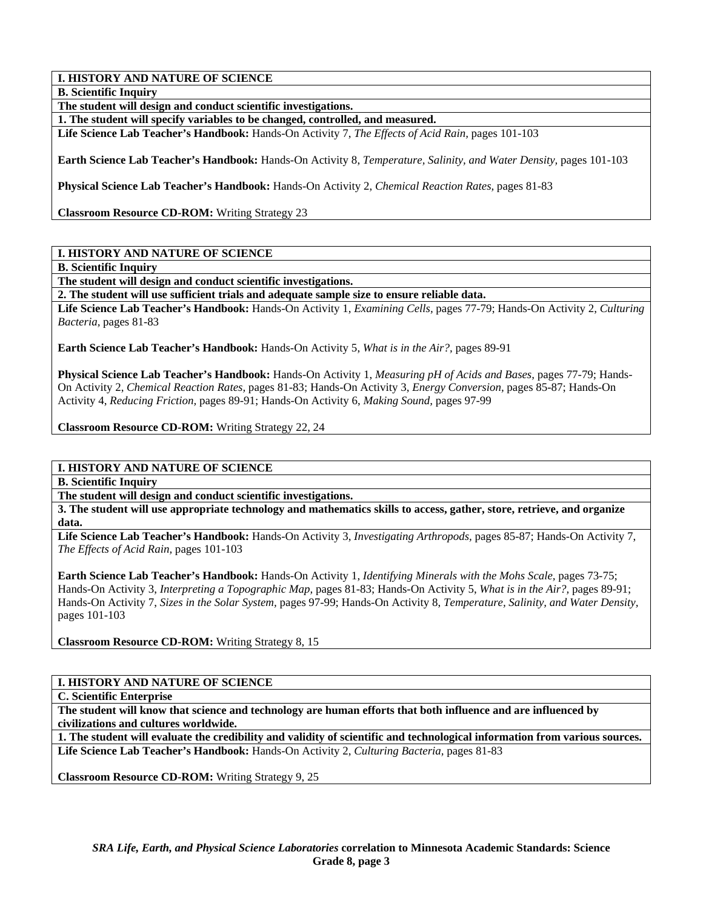**I. HISTORY AND NATURE OF SCIENCE**

**B. Scientific Inquiry**

**The student will design and conduct scientific investigations.**

**1. The student will specify variables to be changed, controlled, and measured.**

**Life Science Lab Teacher's Handbook:** Hands-On Activity 7, *The Effects of Acid Rain,* pages 101-103

**Earth Science Lab Teacher's Handbook:** Hands-On Activity 8, *Temperature, Salinity, and Water Density,* pages 101-103

**Physical Science Lab Teacher's Handbook:** Hands-On Activity 2, *Chemical Reaction Rates,* pages 81-83

**Classroom Resource CD-ROM:** Writing Strategy 23

**I. HISTORY AND NATURE OF SCIENCE**

**B. Scientific Inquiry**

**The student will design and conduct scientific investigations.**

**2. The student will use sufficient trials and adequate sample size to ensure reliable data.**

**Life Science Lab Teacher's Handbook:** Hands-On Activity 1, *Examining Cells,* pages 77-79; Hands-On Activity 2, *Culturing Bacteria,* pages 81-83

**Earth Science Lab Teacher's Handbook:** Hands-On Activity 5, *What is in the Air?,* pages 89-91

**Physical Science Lab Teacher's Handbook:** Hands-On Activity 1, *Measuring pH of Acids and Bases,* pages 77-79; Hands-On Activity 2, *Chemical Reaction Rates,* pages 81-83; Hands-On Activity 3, *Energy Conversion,* pages 85-87; Hands-On Activity 4, *Reducing Friction,* pages 89-91; Hands-On Activity 6, *Making Sound,* pages 97-99

**Classroom Resource CD-ROM:** Writing Strategy 22, 24

**I. HISTORY AND NATURE OF SCIENCE**

**B. Scientific Inquiry**

**The student will design and conduct scientific investigations.**

**3. The student will use appropriate technology and mathematics skills to access, gather, store, retrieve, and organize data.**

**Life Science Lab Teacher's Handbook:** Hands-On Activity 3, *Investigating Arthropods,* pages 85-87; Hands-On Activity 7, *The Effects of Acid Rain,* pages 101-103

**Earth Science Lab Teacher's Handbook:** Hands-On Activity 1, *Identifying Minerals with the Mohs Scale,* pages 73-75; Hands-On Activity 3, *Interpreting a Topographic Map,* pages 81-83; Hands-On Activity 5, *What is in the Air?,* pages 89-91; Hands-On Activity 7, *Sizes in the Solar System,* pages 97-99; Hands-On Activity 8, *Temperature, Salinity, and Water Density,* pages 101-103

**Classroom Resource CD-ROM:** Writing Strategy 8, 15

**I. HISTORY AND NATURE OF SCIENCE**

**C. Scientific Enterprise**

**The student will know that science and technology are human efforts that both influence and are influenced by civilizations and cultures worldwide.**

**1. The student will evaluate the credibility and validity of scientific and technological information from various sources.**

**Life Science Lab Teacher's Handbook:** Hands-On Activity 2, *Culturing Bacteria,* pages 81-83

**Classroom Resource CD-ROM:** Writing Strategy 9, 25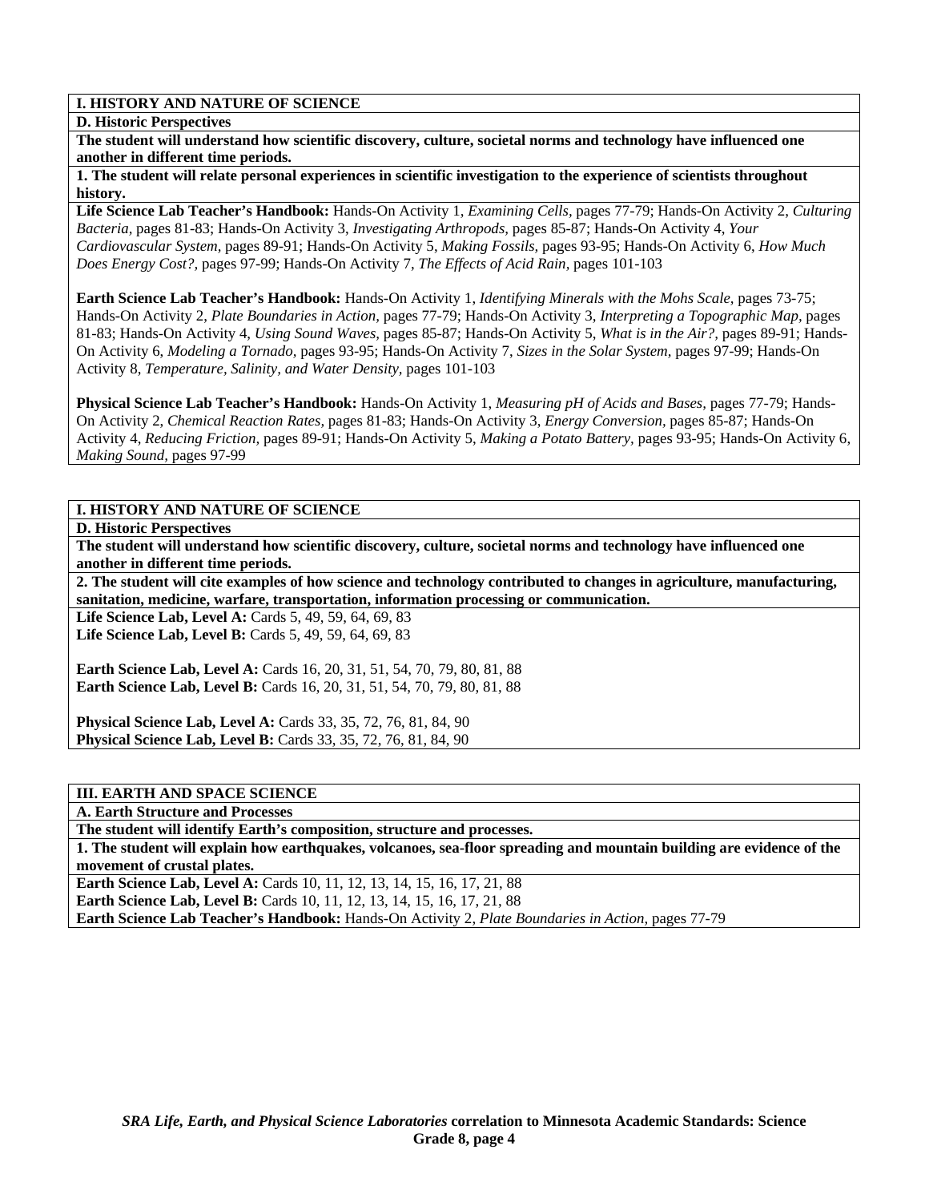**I. HISTORY AND NATURE OF SCIENCE**

**D. Historic Perspectives**

**The student will understand how scientific discovery, culture, societal norms and technology have influenced one another in different time periods.**

**1. The student will relate personal experiences in scientific investigation to the experience of scientists throughout history.**

**Life Science Lab Teacher's Handbook:** Hands-On Activity 1, *Examining Cells,* pages 77-79; Hands-On Activity 2, *Culturing Bacteria,* pages 81-83; Hands-On Activity 3, *Investigating Arthropods,* pages 85-87; Hands-On Activity 4, *Your Cardiovascular System,* pages 89-91; Hands-On Activity 5, *Making Fossils,* pages 93-95; Hands-On Activity 6, *How Much Does Energy Cost?,* pages 97-99; Hands-On Activity 7, *The Effects of Acid Rain,* pages 101-103

**Earth Science Lab Teacher's Handbook:** Hands-On Activity 1, *Identifying Minerals with the Mohs Scale,* pages 73-75; Hands-On Activity 2, *Plate Boundaries in Action,* pages 77-79; Hands-On Activity 3, *Interpreting a Topographic Map,* pages 81-83; Hands-On Activity 4, *Using Sound Waves,* pages 85-87; Hands-On Activity 5, *What is in the Air?,* pages 89-91; Hands-On Activity 6, *Modeling a Tornado,* pages 93-95; Hands-On Activity 7, *Sizes in the Solar System,* pages 97-99; Hands-On Activity 8, *Temperature, Salinity, and Water Density,* pages 101-103

**Physical Science Lab Teacher's Handbook:** Hands-On Activity 1, *Measuring pH of Acids and Bases,* pages 77-79; Hands-On Activity 2, *Chemical Reaction Rates,* pages 81-83; Hands-On Activity 3, *Energy Conversion,* pages 85-87; Hands-On Activity 4, *Reducing Friction,* pages 89-91; Hands-On Activity 5, *Making a Potato Battery,* pages 93-95; Hands-On Activity 6, *Making Sound,* pages 97-99

**I. HISTORY AND NATURE OF SCIENCE**

**D. Historic Perspectives**

**The student will understand how scientific discovery, culture, societal norms and technology have influenced one another in different time periods.**

**2. The student will cite examples of how science and technology contributed to changes in agriculture, manufacturing, sanitation, medicine, warfare, transportation, information processing or communication.**

**Life Science Lab, Level A:** Cards 5, 49, 59, 64, 69, 83
**Life Science Lab, Level B:** Cards 5, 49, 59, 64, 69, 83

**Earth Science Lab, Level A:** Cards 16, 20, 31, 51, 54, 70, 79, 80, 81, 88
**Earth Science Lab, Level B:** Cards 16, 20, 31, 51, 54, 70, 79, 80, 81, 88

**Physical Science Lab, Level A:** Cards 33, 35, 72, 76, 81, 84, 90
**Physical Science Lab, Level B:** Cards 33, 35, 72, 76, 81, 84, 90

**III. EARTH AND SPACE SCIENCE**

**A. Earth Structure and Processes**

**The student will identify Earth's composition, structure and processes.**

**1. The student will explain how earthquakes, volcanoes, sea-floor spreading and mountain building are evidence of the movement of crustal plates.**

**Earth Science Lab, Level A:** Cards 10, 11, 12, 13, 14, 15, 16, 17, 21, 88
**Earth Science Lab, Level B:** Cards 10, 11, 12, 13, 14, 15, 16, 17, 21, 88
**Earth Science Lab Teacher's Handbook:** Hands-On Activity 2, *Plate Boundaries in Action,* pages 77-79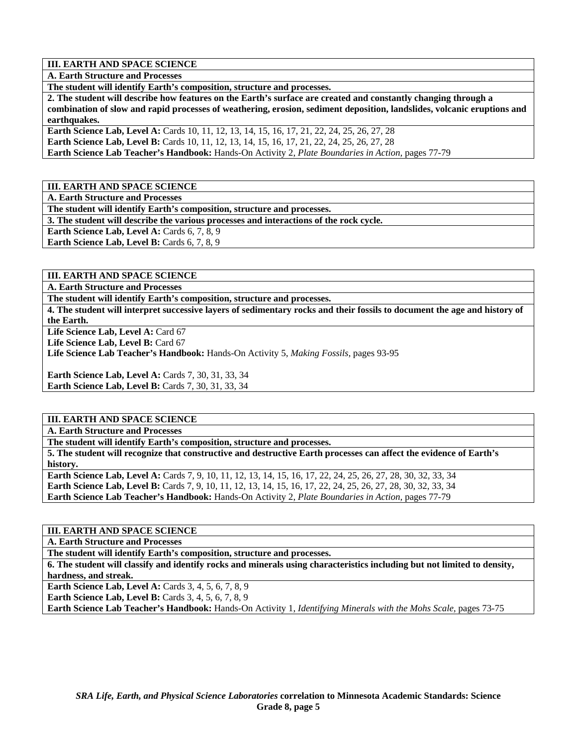**III. EARTH AND SPACE SCIENCE**

**A. Earth Structure and Processes**

**The student will identify Earth's composition, structure and processes.**

**2. The student will describe how features on the Earth's surface are created and constantly changing through a combination of slow and rapid processes of weathering, erosion, sediment deposition, landslides, volcanic eruptions and earthquakes.**

**Earth Science Lab, Level A:** Cards 10, 11, 12, 13, 14, 15, 16, 17, 21, 22, 24, 25, 26, 27, 28
**Earth Science Lab, Level B:** Cards 10, 11, 12, 13, 14, 15, 16, 17, 21, 22, 24, 25, 26, 27, 28
**Earth Science Lab Teacher's Handbook:** Hands-On Activity 2, *Plate Boundaries in Action,* pages 77-79

**III. EARTH AND SPACE SCIENCE**

**A. Earth Structure and Processes**

**The student will identify Earth's composition, structure and processes.**

**3. The student will describe the various processes and interactions of the rock cycle.**

**Earth Science Lab, Level A:** Cards 6, 7, 8, 9
**Earth Science Lab, Level B:** Cards 6, 7, 8, 9

**III. EARTH AND SPACE SCIENCE**

**A. Earth Structure and Processes**

**The student will identify Earth's composition, structure and processes.**

**4. The student will interpret successive layers of sedimentary rocks and their fossils to document the age and history of the Earth.**

**Life Science Lab, Level A:** Card 67
**Life Science Lab, Level B:** Card 67
**Life Science Lab Teacher's Handbook:** Hands-On Activity 5, *Making Fossils,* pages 93-95

**Earth Science Lab, Level A:** Cards 7, 30, 31, 33, 34
**Earth Science Lab, Level B:** Cards 7, 30, 31, 33, 34

**III. EARTH AND SPACE SCIENCE**

**A. Earth Structure and Processes**

**The student will identify Earth's composition, structure and processes.**

**5. The student will recognize that constructive and destructive Earth processes can affect the evidence of Earth's history.**

**Earth Science Lab, Level A:** Cards 7, 9, 10, 11, 12, 13, 14, 15, 16, 17, 22, 24, 25, 26, 27, 28, 30, 32, 33, 34
**Earth Science Lab, Level B:** Cards 7, 9, 10, 11, 12, 13, 14, 15, 16, 17, 22, 24, 25, 26, 27, 28, 30, 32, 33, 34
**Earth Science Lab Teacher's Handbook:** Hands-On Activity 2, *Plate Boundaries in Action,* pages 77-79

**III. EARTH AND SPACE SCIENCE**

**A. Earth Structure and Processes**

**The student will identify Earth's composition, structure and processes.**

**6. The student will classify and identify rocks and minerals using characteristics including but not limited to density, hardness, and streak.**

**Earth Science Lab, Level A:** Cards 3, 4, 5, 6, 7, 8, 9
**Earth Science Lab, Level B:** Cards 3, 4, 5, 6, 7, 8, 9
**Earth Science Lab Teacher's Handbook:** Hands-On Activity 1, *Identifying Minerals with the Mohs Scale,* pages 73-75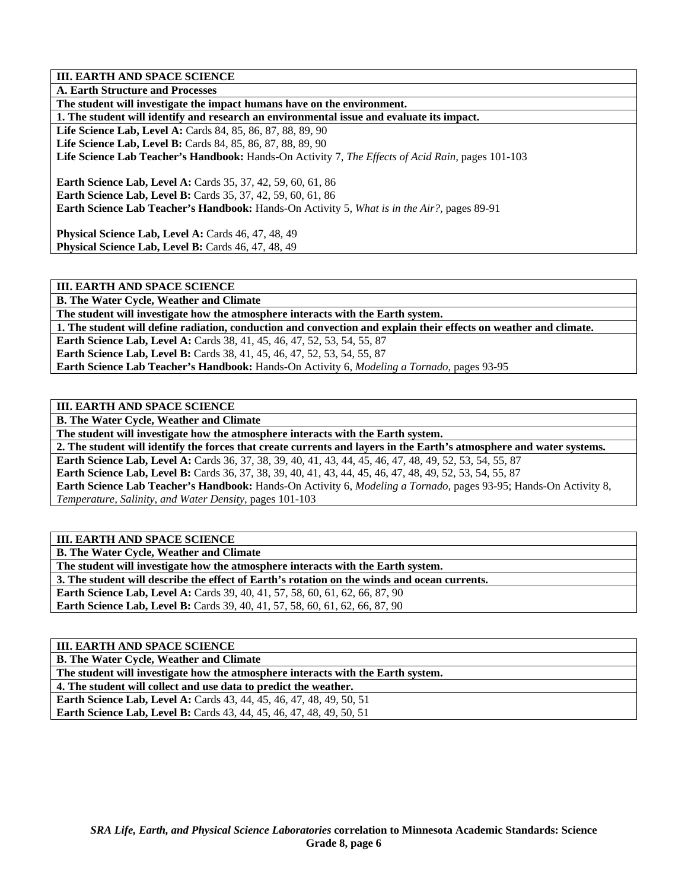| **III. EARTH AND SPACE SCIENCE** |
|---|
| **A. Earth Structure and Processes** |
| **The student will investigate the impact humans have on the environment.** |
| **1. The student will identify and research an environmental issue and evaluate its impact.** |
| **Life Science Lab, Level A:** Cards 84, 85, 86, 87, 88, 89, 90<br>**Life Science Lab, Level B:** Cards 84, 85, 86, 87, 88, 89, 90<br>**Life Science Lab Teacher's Handbook:** Hands-On Activity 7, *The Effects of Acid Rain,* pages 101-103<br><br>**Earth Science Lab, Level A:** Cards 35, 37, 42, 59, 60, 61, 86<br>**Earth Science Lab, Level B:** Cards 35, 37, 42, 59, 60, 61, 86<br>**Earth Science Lab Teacher's Handbook:** Hands-On Activity 5, *What is in the Air?,* pages 89-91<br><br>**Physical Science Lab, Level A:** Cards 46, 47, 48, 49<br>**Physical Science Lab, Level B:** Cards 46, 47, 48, 49 |

| **III. EARTH AND SPACE SCIENCE** |
|---|
| **B. The Water Cycle, Weather and Climate** |
| **The student will investigate how the atmosphere interacts with the Earth system.** |
| **1. The student will define radiation, conduction and convection and explain their effects on weather and climate.** |
| **Earth Science Lab, Level A:** Cards 38, 41, 45, 46, 47, 52, 53, 54, 55, 87<br>**Earth Science Lab, Level B:** Cards 38, 41, 45, 46, 47, 52, 53, 54, 55, 87<br>**Earth Science Lab Teacher's Handbook:** Hands-On Activity 6, *Modeling a Tornado,* pages 93-95 |

| **III. EARTH AND SPACE SCIENCE** |
|---|
| **B. The Water Cycle, Weather and Climate** |
| **The student will investigate how the atmosphere interacts with the Earth system.** |
| **2. The student will identify the forces that create currents and layers in the Earth's atmosphere and water systems.** |
| **Earth Science Lab, Level A:** Cards 36, 37, 38, 39, 40, 41, 43, 44, 45, 46, 47, 48, 49, 52, 53, 54, 55, 87<br>**Earth Science Lab, Level B:** Cards 36, 37, 38, 39, 40, 41, 43, 44, 45, 46, 47, 48, 49, 52, 53, 54, 55, 87<br>**Earth Science Lab Teacher's Handbook:** Hands-On Activity 6, *Modeling a Tornado,* pages 93-95; Hands-On Activity 8, *Temperature, Salinity, and Water Density,* pages 101-103 |

| **III. EARTH AND SPACE SCIENCE** |
|---|
| **B. The Water Cycle, Weather and Climate** |
| **The student will investigate how the atmosphere interacts with the Earth system.** |
| **3. The student will describe the effect of Earth's rotation on the winds and ocean currents.** |
| **Earth Science Lab, Level A:** Cards 39, 40, 41, 57, 58, 60, 61, 62, 66, 87, 90<br>**Earth Science Lab, Level B:** Cards 39, 40, 41, 57, 58, 60, 61, 62, 66, 87, 90 |

| **III. EARTH AND SPACE SCIENCE** |
|---|
| **B. The Water Cycle, Weather and Climate** |
| **The student will investigate how the atmosphere interacts with the Earth system.** |
| **4. The student will collect and use data to predict the weather.** |
| **Earth Science Lab, Level A:** Cards 43, 44, 45, 46, 47, 48, 49, 50, 51<br>**Earth Science Lab, Level B:** Cards 43, 44, 45, 46, 47, 48, 49, 50, 51 |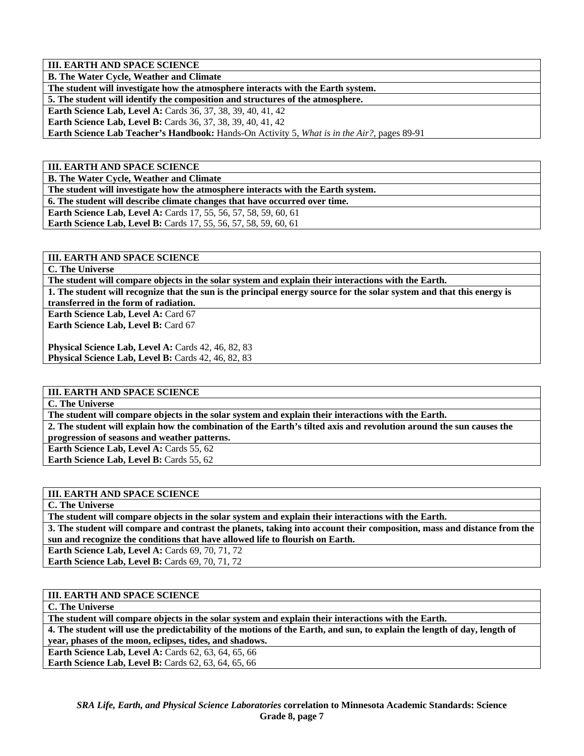**III. EARTH AND SPACE SCIENCE**

**B. The Water Cycle, Weather and Climate**

**The student will investigate how the atmosphere interacts with the Earth system.**

**5. The student will identify the composition and structures of the atmosphere.**

**Earth Science Lab, Level A:** Cards 36, 37, 38, 39, 40, 41, 42

**Earth Science Lab, Level B:** Cards 36, 37, 38, 39, 40, 41, 42

**Earth Science Lab Teacher's Handbook:** Hands-On Activity 5, *What is in the Air?,* pages 89-91

---

**III. EARTH AND SPACE SCIENCE**

**B. The Water Cycle, Weather and Climate**

**The student will investigate how the atmosphere interacts with the Earth system.**

**6. The student will describe climate changes that have occurred over time.**

**Earth Science Lab, Level A:** Cards 17, 55, 56, 57, 58, 59, 60, 61

**Earth Science Lab, Level B:** Cards 17, 55, 56, 57, 58, 59, 60, 61

---

**III. EARTH AND SPACE SCIENCE**

**C. The Universe**

**The student will compare objects in the solar system and explain their interactions with the Earth.**

**1. The student will recognize that the sun is the principal energy source for the solar system and that this energy is transferred in the form of radiation.**

**Earth Science Lab, Level A:** Card 67

**Earth Science Lab, Level B:** Card 67

**Physical Science Lab, Level A:** Cards 42, 46, 82, 83

**Physical Science Lab, Level B:** Cards 42, 46, 82, 83

---

**III. EARTH AND SPACE SCIENCE**

**C. The Universe**

**The student will compare objects in the solar system and explain their interactions with the Earth.**

**2. The student will explain how the combination of the Earth's tilted axis and revolution around the sun causes the progression of seasons and weather patterns.**

**Earth Science Lab, Level A:** Cards 55, 62

**Earth Science Lab, Level B:** Cards 55, 62

---

**III. EARTH AND SPACE SCIENCE**

**C. The Universe**

**The student will compare objects in the solar system and explain their interactions with the Earth.**

**3. The student will compare and contrast the planets, taking into account their composition, mass and distance from the sun and recognize the conditions that have allowed life to flourish on Earth.**

**Earth Science Lab, Level A:** Cards 69, 70, 71, 72

**Earth Science Lab, Level B:** Cards 69, 70, 71, 72

---

**III. EARTH AND SPACE SCIENCE**

**C. The Universe**

**The student will compare objects in the solar system and explain their interactions with the Earth.**

**4. The student will use the predictability of the motions of the Earth, and sun, to explain the length of day, length of year, phases of the moon, eclipses, tides, and shadows.**

**Earth Science Lab, Level A:** Cards 62, 63, 64, 65, 66

**Earth Science Lab, Level B:** Cards 62, 63, 64, 65, 66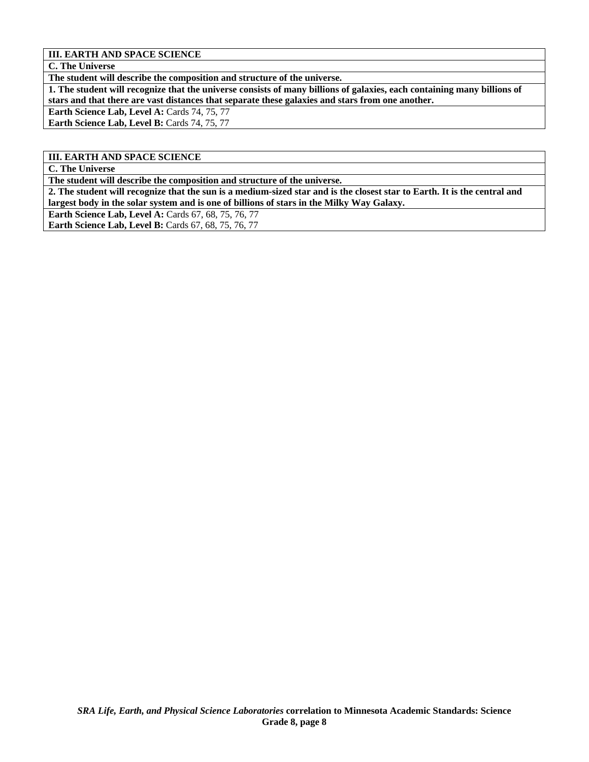**III. EARTH AND SPACE SCIENCE**

**C. The Universe**

**The student will describe the composition and structure of the universe.**

**1. The student will recognize that the universe consists of many billions of galaxies, each containing many billions of stars and that there are vast distances that separate these galaxies and stars from one another.**

**Earth Science Lab, Level A:** Cards 74, 75, 77
**Earth Science Lab, Level B:** Cards 74, 75, 77

**III. EARTH AND SPACE SCIENCE**

**C. The Universe**

**The student will describe the composition and structure of the universe.**

**2. The student will recognize that the sun is a medium-sized star and is the closest star to Earth. It is the central and largest body in the solar system and is one of billions of stars in the Milky Way Galaxy.**

**Earth Science Lab, Level A:** Cards 67, 68, 75, 76, 77
**Earth Science Lab, Level B:** Cards 67, 68, 75, 76, 77